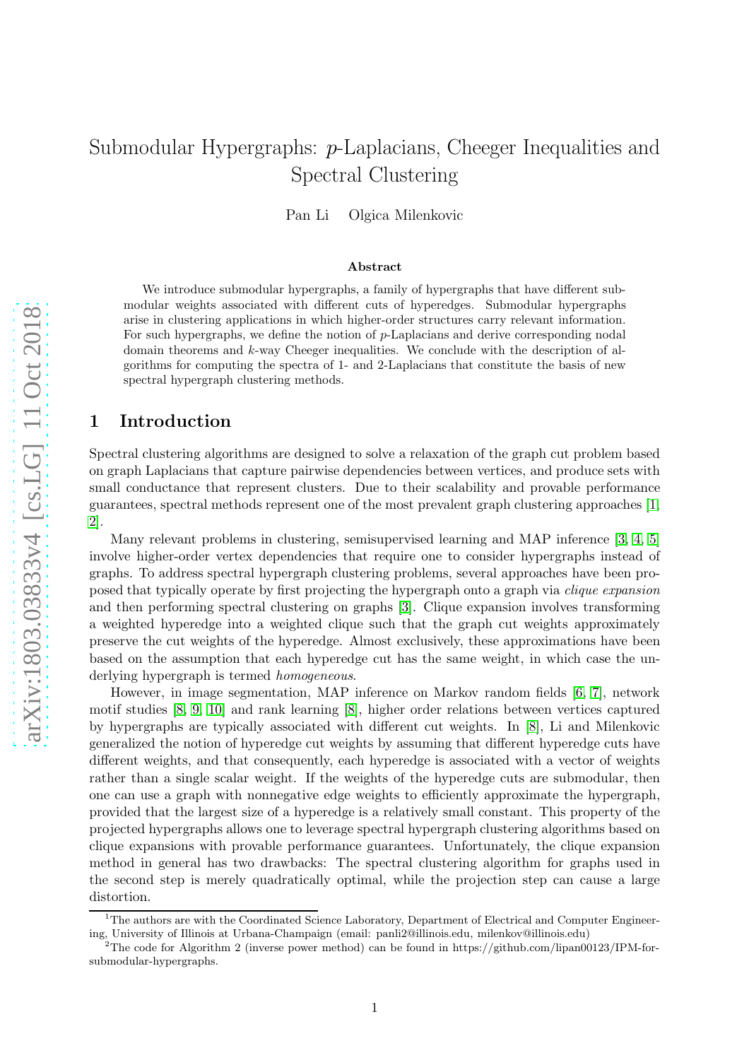# Submodular Hypergraphs: $p$-Laplacians, Cheeger Inequalities and Spectral Clustering

Pan Li Olgica Milenkovic

## Abstract

We introduce submodular hypergraphs, a family of hypergraphs that have different submodular weights associated with different cuts of hyperedges. Submodular hypergraphs arise in clustering applications in which higher-order structures carry relevant information. For such hypergraphs, we define the notion of $p$-Laplacians and derive corresponding nodal domain theorems and $k$-way Cheeger inequalities. We conclude with the description of algorithms for computing the spectra of 1- and 2-Laplacians that constitute the basis of new spectral hypergraph clustering methods.

## 1 Introduction

Spectral clustering algorithms are designed to solve a relaxation of the graph cut problem based on graph Laplacians that capture pairwise dependencies between vertices, and produce sets with small conductance that represent clusters. Due to their scalability and provable performance guarantees, spectral methods represent one of the most prevalent graph clustering approaches [1, 2].

Many relevant problems in clustering, semisupervised learning and MAP inference [3, 4, 5] involve higher-order vertex dependencies that require one to consider hypergraphs instead of graphs. To address spectral hypergraph clustering problems, several approaches have been proposed that typically operate by first projecting the hypergraph onto a graph via *clique expansion* and then performing spectral clustering on graphs [3]. Clique expansion involves transforming a weighted hyperedge into a weighted clique such that the graph cut weights approximately preserve the cut weights of the hyperedge. Almost exclusively, these approximations have been based on the assumption that each hyperedge cut has the same weight, in which case the underlying hypergraph is termed *homogeneous*.

However, in image segmentation, MAP inference on Markov random fields [6, 7], network motif studies [8, 9, 10] and rank learning [8], higher order relations between vertices captured by hypergraphs are typically associated with different cut weights. In [8], Li and Milenkovic generalized the notion of hyperedge cut weights by assuming that different hyperedge cuts have different weights, and that consequently, each hyperedge is associated with a vector of weights rather than a single scalar weight. If the weights of the hyperedge cuts are submodular, then one can use a graph with nonnegative edge weights to efficiently approximate the hypergraph, provided that the largest size of a hyperedge is a relatively small constant. This property of the projected hypergraphs allows one to leverage spectral hypergraph clustering algorithms based on clique expansions with provable performance guarantees. Unfortunately, the clique expansion method in general has two drawbacks: The spectral clustering algorithm for graphs used in the second step is merely quadratically optimal, while the projection step can cause a large distortion.

[1] The authors are with the Coordinated Science Laboratory, Department of Electrical and Computer Engineering, University of Illinois at Urbana-Champaign (email: panli2@illinois.edu, milenkov@illinois.edu)

[2] The code for Algorithm 2 (inverse power method) can be found in https://github.com/lipan00123/IPM-for-submodular-hypergraphs.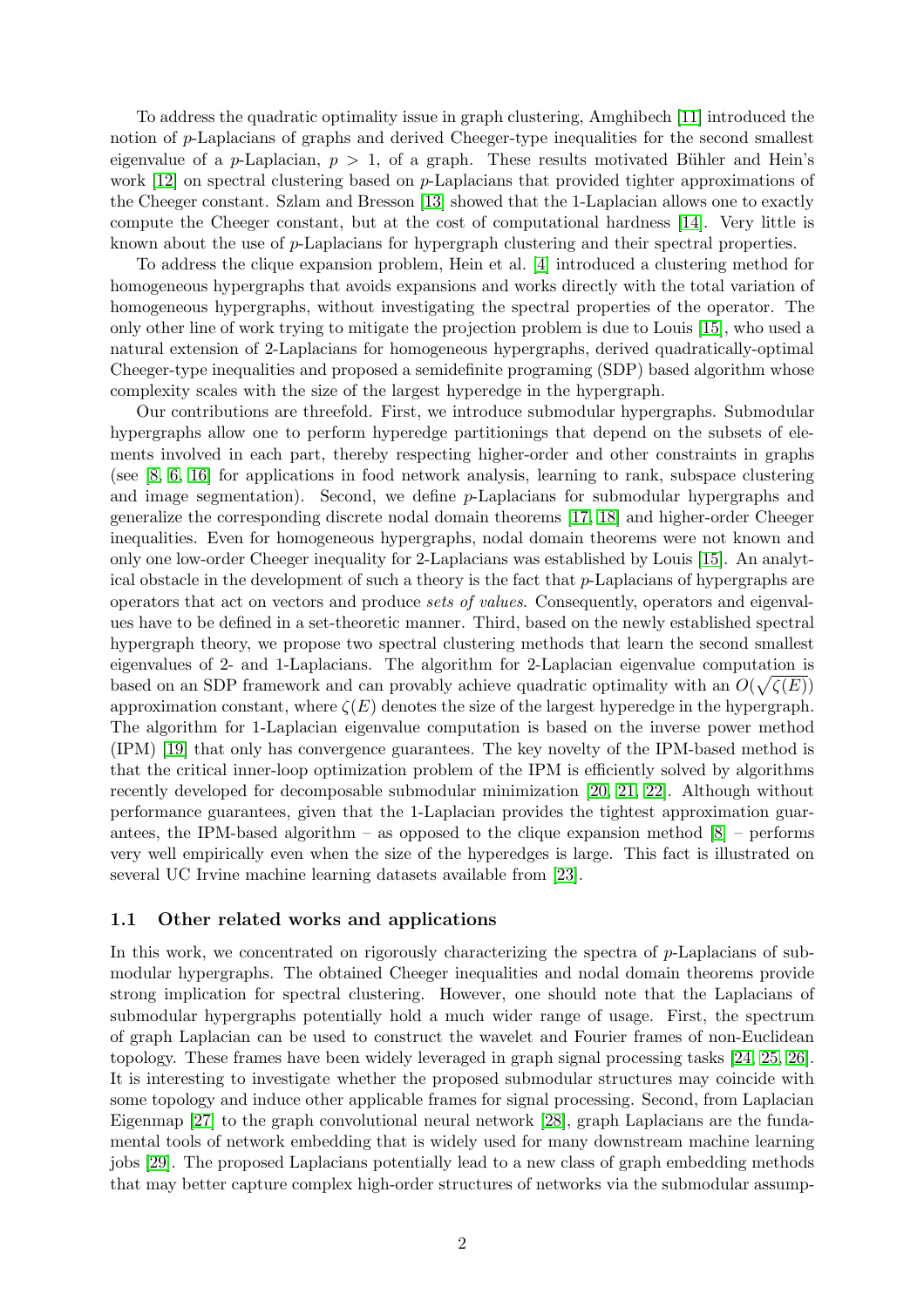To address the quadratic optimality issue in graph clustering, Amghibech [11] introduced the notion of $p$-Laplacians of graphs and derived Cheeger-type inequalities for the second smallest eigenvalue of a $p$-Laplacian, $p > 1$, of a graph. These results motivated Bühler and Hein's work [12] on spectral clustering based on $p$-Laplacians that provided tighter approximations of the Cheeger constant. Szlam and Bresson [13] showed that the 1-Laplacian allows one to exactly compute the Cheeger constant, but at the cost of computational hardness [14]. Very little is known about the use of $p$-Laplacians for hypergraph clustering and their spectral properties.

To address the clique expansion problem, Hein et al. [4] introduced a clustering method for homogeneous hypergraphs that avoids expansions and works directly with the total variation of homogeneous hypergraphs, without investigating the spectral properties of the operator. The only other line of work trying to mitigate the projection problem is due to Louis [15], who used a natural extension of 2-Laplacians for homogeneous hypergraphs, derived quadratically-optimal Cheeger-type inequalities and proposed a semidefinite programing (SDP) based algorithm whose complexity scales with the size of the largest hyperedge in the hypergraph.

Our contributions are threefold. First, we introduce submodular hypergraphs. Submodular hypergraphs allow one to perform hyperedge partitionings that depend on the subsets of elements involved in each part, thereby respecting higher-order and other constraints in graphs (see [8, 6, 16] for applications in food network analysis, learning to rank, subspace clustering and image segmentation). Second, we define $p$-Laplacians for submodular hypergraphs and generalize the corresponding discrete nodal domain theorems [17, 18] and higher-order Cheeger inequalities. Even for homogeneous hypergraphs, nodal domain theorems were not known and only one low-order Cheeger inequality for 2-Laplacians was established by Louis [15]. An analytical obstacle in the development of such a theory is the fact that $p$-Laplacians of hypergraphs are operators that act on vectors and produce *sets of values*. Consequently, operators and eigenvalues have to be defined in a set-theoretic manner. Third, based on the newly established spectral hypergraph theory, we propose two spectral clustering methods that learn the second smallest eigenvalues of 2- and 1-Laplacians. The algorithm for 2-Laplacian eigenvalue computation is based on an SDP framework and can provably achieve quadratic optimality with an $O(\sqrt{\zeta(E)})$ approximation constant, where $\zeta(E)$ denotes the size of the largest hyperedge in the hypergraph. The algorithm for 1-Laplacian eigenvalue computation is based on the inverse power method (IPM) [19] that only has convergence guarantees. The key novelty of the IPM-based method is that the critical inner-loop optimization problem of the IPM is efficiently solved by algorithms recently developed for decomposable submodular minimization [20, 21, 22]. Although without performance guarantees, given that the 1-Laplacian provides the tightest approximation guarantees, the IPM-based algorithm – as opposed to the clique expansion method [8] – performs very well empirically even when the size of the hyperedges is large. This fact is illustrated on several UC Irvine machine learning datasets available from [23].

### 1.1 Other related works and applications

In this work, we concentrated on rigorously characterizing the spectra of $p$-Laplacians of submodular hypergraphs. The obtained Cheeger inequalities and nodal domain theorems provide strong implication for spectral clustering. However, one should note that the Laplacians of submodular hypergraphs potentially hold a much wider range of usage. First, the spectrum of graph Laplacian can be used to construct the wavelet and Fourier frames of non-Euclidean topology. These frames have been widely leveraged in graph signal processing tasks [24, 25, 26]. It is interesting to investigate whether the proposed submodular structures may coincide with some topology and induce other applicable frames for signal processing. Second, from Laplacian Eigenmap [27] to the graph convolutional neural network [28], graph Laplacians are the fundamental tools of network embedding that is widely used for many downstream machine learning jobs [29]. The proposed Laplacians potentially lead to a new class of graph embedding methods that may better capture complex high-order structures of networks via the submodular assump-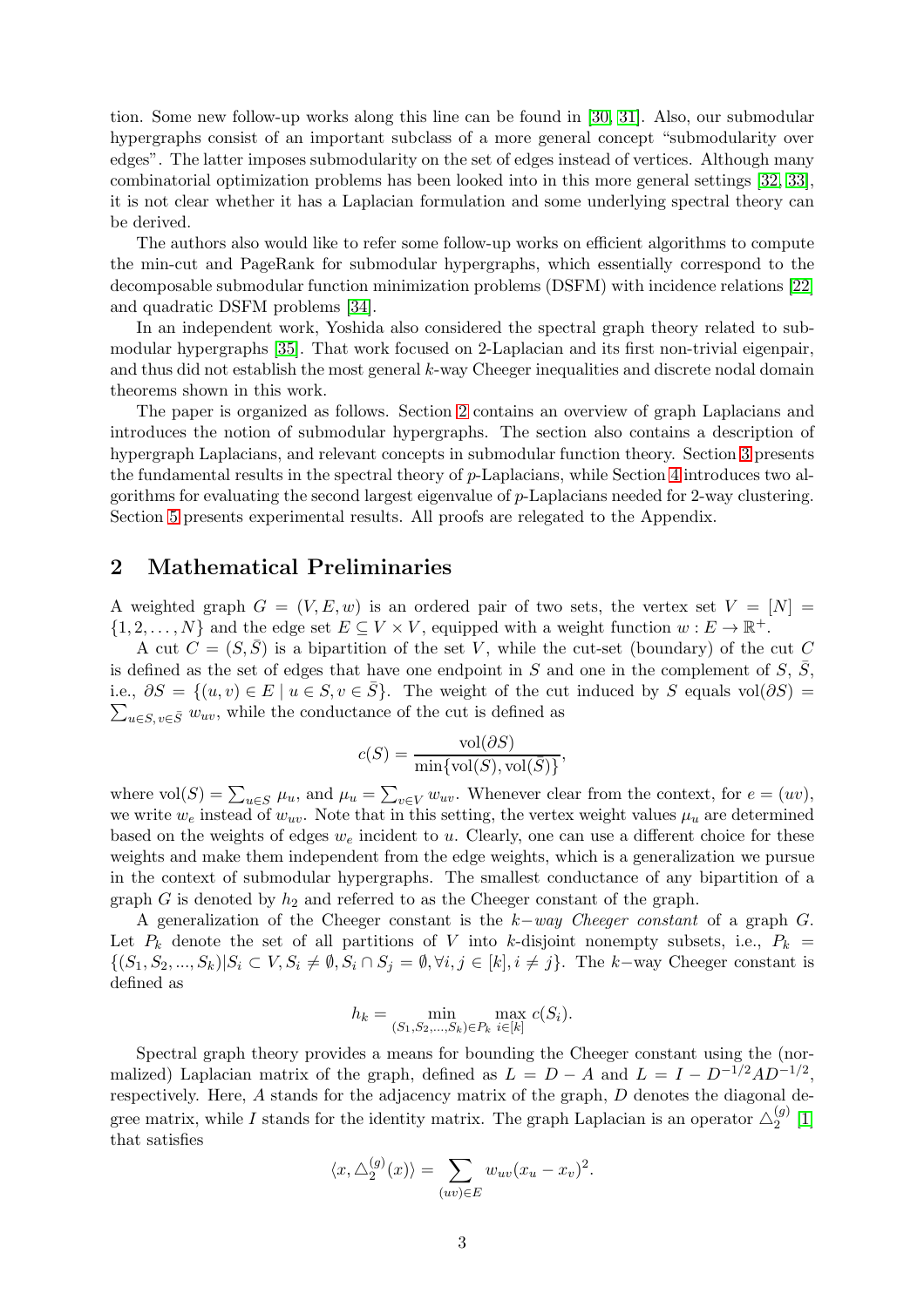tion. Some new follow-up works along this line can be found in [30, 31]. Also, our submodular hypergraphs consist of an important subclass of a more general concept "submodularity over edges". The latter imposes submodularity on the set of edges instead of vertices. Although many combinatorial optimization problems has been looked into in this more general settings [32, 33], it is not clear whether it has a Laplacian formulation and some underlying spectral theory can be derived.

The authors also would like to refer some follow-up works on efficient algorithms to compute the min-cut and PageRank for submodular hypergraphs, which essentially correspond to the decomposable submodular function minimization problems (DSFM) with incidence relations [22] and quadratic DSFM problems [34].

In an independent work, Yoshida also considered the spectral graph theory related to submodular hypergraphs [35]. That work focused on 2-Laplacian and its first non-trivial eigenpair, and thus did not establish the most general $k$-way Cheeger inequalities and discrete nodal domain theorems shown in this work.

The paper is organized as follows. Section 2 contains an overview of graph Laplacians and introduces the notion of submodular hypergraphs. The section also contains a description of hypergraph Laplacians, and relevant concepts in submodular function theory. Section 3 presents the fundamental results in the spectral theory of $p$-Laplacians, while Section 4 introduces two algorithms for evaluating the second largest eigenvalue of $p$-Laplacians needed for 2-way clustering. Section 5 presents experimental results. All proofs are relegated to the Appendix.

## 2 Mathematical Preliminaries

A weighted graph $G = (V, E, w)$ is an ordered pair of two sets, the vertex set $V = [N] = \{1, 2, \ldots, N\}$ and the edge set $E \subseteq V \times V$, equipped with a weight function $w : E \to \mathbb{R}^+$.

A cut $C = (S, \bar{S})$ is a bipartition of the set $V$, while the cut-set (boundary) of the cut $C$ is defined as the set of edges that have one endpoint in $S$ and one in the complement of $S$, $\bar{S}$, i.e., $\partial S = \{(u, v) \in E \mid u \in S, v \in \bar{S}\}$. The weight of the cut induced by $S$ equals $\text{vol}(\partial S) = \sum_{u \in S,\, v \in \bar{S}} w_{uv}$, while the conductance of the cut is defined as

$$c(S) = \frac{\text{vol}(\partial S)}{\min\{\text{vol}(S), \text{vol}(\bar{S})\}},$$

where $\text{vol}(S) = \sum_{u \in S} \mu_u$, and $\mu_u = \sum_{v \in V} w_{uv}$. Whenever clear from the context, for $e = (uv)$, we write $w_e$ instead of $w_{uv}$. Note that in this setting, the vertex weight values $\mu_u$ are determined based on the weights of edges $w_e$ incident to $u$. Clearly, one can use a different choice for these weights and make them independent from the edge weights, which is a generalization we pursue in the context of submodular hypergraphs. The smallest conductance of any bipartition of a graph $G$ is denoted by $h_2$ and referred to as the Cheeger constant of the graph.

A generalization of the Cheeger constant is the *$k-$way Cheeger constant* of a graph $G$. Let $P_k$ denote the set of all partitions of $V$ into $k$-disjoint nonempty subsets, i.e., $P_k = \{(S_1, S_2, ..., S_k) | S_i \subset V, S_i \neq \emptyset, S_i \cap S_j = \emptyset, \forall i, j \in [k], i \neq j\}$. The $k-$way Cheeger constant is defined as

$$h_k = \min_{(S_1, S_2, \ldots, S_k) \in P_k} \max_{i \in [k]} c(S_i).$$

Spectral graph theory provides a means for bounding the Cheeger constant using the (normalized) Laplacian matrix of the graph, defined as $L = D - A$ and $\mathcal{L} = I - D^{-1/2} A D^{-1/2}$, respectively. Here, $A$ stands for the adjacency matrix of the graph, $D$ denotes the diagonal degree matrix, while $I$ stands for the identity matrix. The graph Laplacian is an operator $\triangle_2^{(g)}$ [1] that satisfies

$$\langle x, \triangle_2^{(g)}(x) \rangle = \sum_{(uv) \in E} w_{uv} (x_u - x_v)^2.$$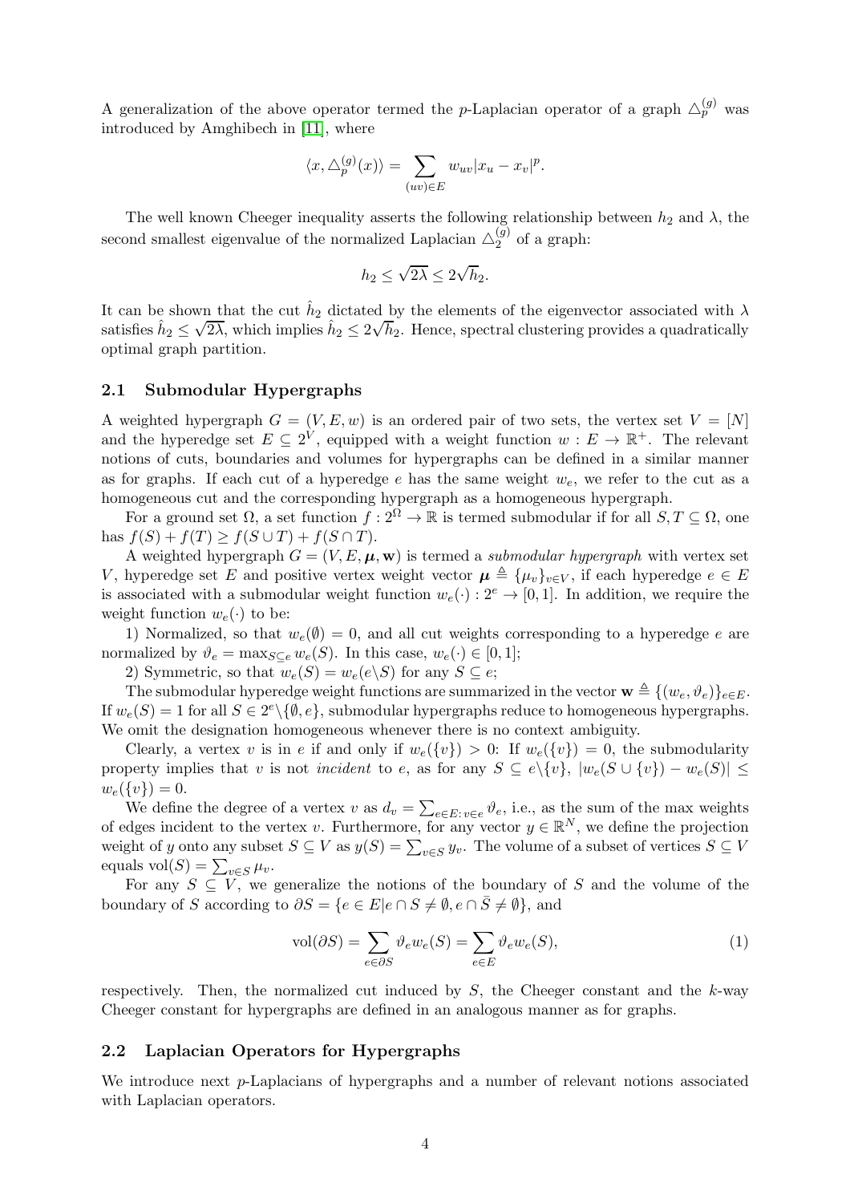A generalization of the above operator termed the $p$-Laplacian operator of a graph $\triangle_p^{(g)}$ was introduced by Amghibech in [11], where

$$\langle x, \triangle_p^{(g)}(x) \rangle = \sum_{(uv)\in E} w_{uv} |x_u - x_v|^p.$$

The well known Cheeger inequality asserts the following relationship between $h_2$ and $\lambda$, the second smallest eigenvalue of the normalized Laplacian $\triangle_2^{(g)}$ of a graph:

$$h_2 \leq \sqrt{2\lambda} \leq 2\sqrt{h_2}.$$

It can be shown that the cut $\hat{h}_2$ dictated by the elements of the eigenvector associated with $\lambda$ satisfies $\hat{h}_2 \leq \sqrt{2\lambda}$, which implies $\hat{h}_2 \leq 2\sqrt{h_2}$. Hence, spectral clustering provides a quadratically optimal graph partition.

### 2.1 Submodular Hypergraphs

A weighted hypergraph $G = (V, E, w)$ is an ordered pair of two sets, the vertex set $V = [N]$ and the hyperedge set $E \subseteq 2^V$, equipped with a weight function $w : E \to \mathbb{R}^+$. The relevant notions of cuts, boundaries and volumes for hypergraphs can be defined in a similar manner as for graphs. If each cut of a hyperedge $e$ has the same weight $w_e$, we refer to the cut as a homogeneous cut and the corresponding hypergraph as a homogeneous hypergraph.

For a ground set $\Omega$, a set function $f : 2^\Omega \to \mathbb{R}$ is termed submodular if for all $S, T \subseteq \Omega$, one has $f(S) + f(T) \geq f(S \cup T) + f(S \cap T)$.

A weighted hypergraph $G = (V, E, \boldsymbol{\mu}, \mathbf{w})$ is termed a *submodular hypergraph* with vertex set $V$, hyperedge set $E$ and positive vertex weight vector $\boldsymbol{\mu} \triangleq \{\mu_v\}_{v\in V}$, if each hyperedge $e \in E$ is associated with a submodular weight function $w_e(\cdot) : 2^e \to [0, 1]$. In addition, we require the weight function $w_e(\cdot)$ to be:

1) Normalized, so that $w_e(\emptyset) = 0$, and all cut weights corresponding to a hyperedge $e$ are normalized by $\vartheta_e = \max_{S\subseteq e} w_e(S)$. In this case, $w_e(\cdot) \in [0, 1]$;

2) Symmetric, so that $w_e(S) = w_e(e \backslash S)$ for any $S \subseteq e$;

The submodular hyperedge weight functions are summarized in the vector $\mathbf{w} \triangleq \{(w_e, \vartheta_e)\}_{e\in E}$. If $w_e(S) = 1$ for all $S \in 2^e \backslash \{\emptyset, e\}$, submodular hypergraphs reduce to homogeneous hypergraphs. We omit the designation homogeneous whenever there is no context ambiguity.

Clearly, a vertex $v$ is in $e$ if and only if $w_e(\{v\}) > 0$: If $w_e(\{v\}) = 0$, the submodularity property implies that $v$ is not *incident* to $e$, as for any $S \subseteq e\backslash\{v\}$, $|w_e(S \cup \{v\}) - w_e(S)| \leq w_e(\{v\}) = 0$.

We define the degree of a vertex $v$ as $d_v = \sum_{e\in E:\, v\in e} \vartheta_e$, i.e., as the sum of the max weights of edges incident to the vertex $v$. Furthermore, for any vector $y \in \mathbb{R}^N$, we define the projection weight of $y$ onto any subset $S \subseteq V$ as $y(S) = \sum_{v\in S} y_v$. The volume of a subset of vertices $S \subseteq V$ equals $\text{vol}(S) = \sum_{v\in S} \mu_v$.

For any $S \subseteq V$, we generalize the notions of the boundary of $S$ and the volume of the boundary of $S$ according to $\partial S = \{e \in E | e \cap S \neq \emptyset, e \cap \bar{S} \neq \emptyset\}$, and

$$\text{vol}(\partial S) = \sum_{e\in\partial S} \vartheta_e w_e(S) = \sum_{e\in E} \vartheta_e w_e(S), \tag{1}$$

respectively. Then, the normalized cut induced by $S$, the Cheeger constant and the $k$-way Cheeger constant for hypergraphs are defined in an analogous manner as for graphs.

### 2.2 Laplacian Operators for Hypergraphs

We introduce next $p$-Laplacians of hypergraphs and a number of relevant notions associated with Laplacian operators.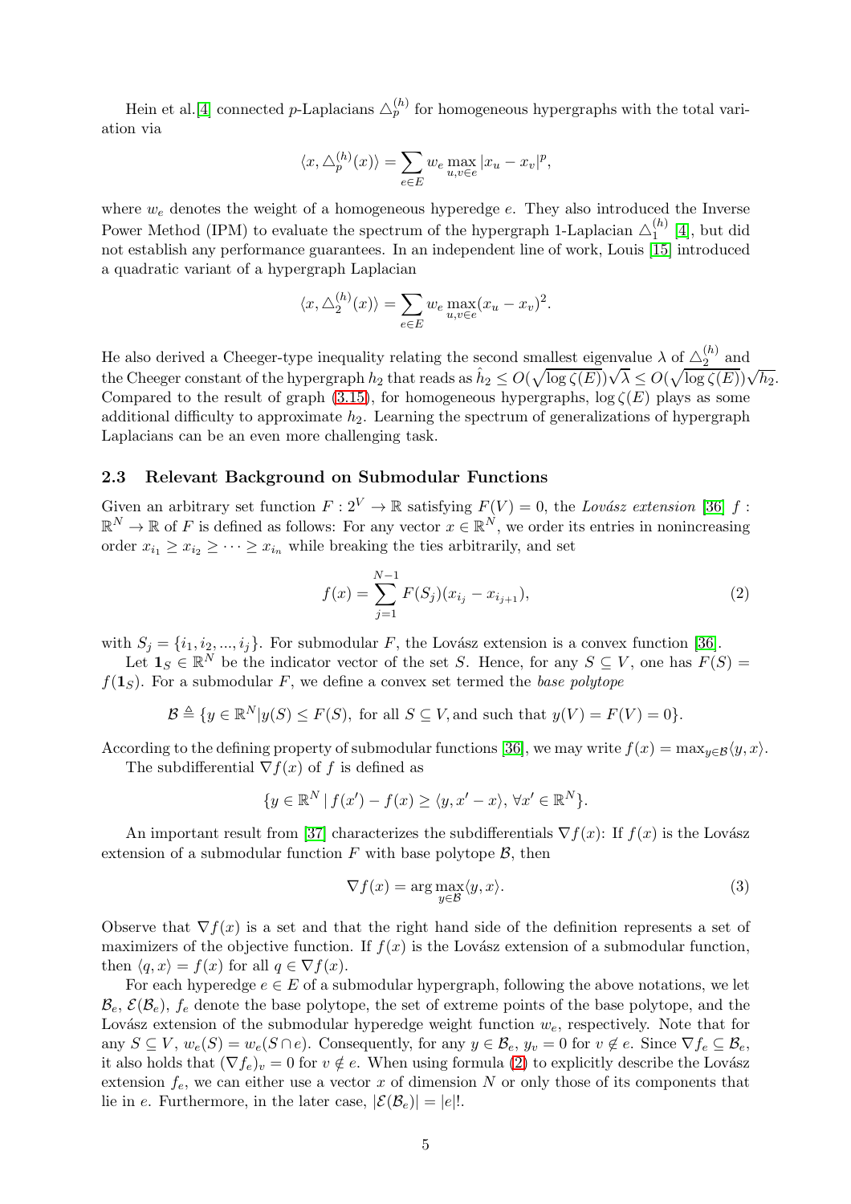Hein et al.[4] connected $p$-Laplacians $\triangle_p^{(h)}$ for homogeneous hypergraphs with the total variation via

$$\langle x, \triangle_p^{(h)}(x)\rangle = \sum_{e\in E} w_e \max_{u,v\in e} |x_u - x_v|^p,$$

where $w_e$ denotes the weight of a homogeneous hyperedge $e$. They also introduced the Inverse Power Method (IPM) to evaluate the spectrum of the hypergraph 1-Laplacian $\triangle_1^{(h)}$ [4], but did not establish any performance guarantees. In an independent line of work, Louis [15] introduced a quadratic variant of a hypergraph Laplacian

$$\langle x, \triangle_2^{(h)}(x)\rangle = \sum_{e\in E} w_e \max_{u,v\in e} (x_u - x_v)^2.$$

He also derived a Cheeger-type inequality relating the second smallest eigenvalue $\lambda$ of $\triangle_2^{(h)}$ and the Cheeger constant of the hypergraph $h_2$ that reads as $\hat{h}_2 \leq O(\sqrt{\log\zeta(E)})\sqrt{\lambda} \leq O(\sqrt{\log\zeta(E)})\sqrt{h_2}$. Compared to the result of graph (3.15), for homogeneous hypergraphs, $\log\zeta(E)$ plays as some additional difficulty to approximate $h_2$. Learning the spectrum of generalizations of hypergraph Laplacians can be an even more challenging task.

### 2.3 Relevant Background on Submodular Functions

Given an arbitrary set function $F : 2^V \to \mathbb{R}$ satisfying $F(V) = 0$, the *Lovász extension* [36] $f : \mathbb{R}^N \to \mathbb{R}$ of $F$ is defined as follows: For any vector $x \in \mathbb{R}^N$, we order its entries in nonincreasing order $x_{i_1} \geq x_{i_2} \geq \cdots \geq x_{i_n}$ while breaking the ties arbitrarily, and set

$$f(x) = \sum_{j=1}^{N-1} F(S_j)(x_{i_j} - x_{i_{j+1}}), \tag{2}$$

with $S_j = \{i_1, i_2, ..., i_j\}$. For submodular $F$, the Lovász extension is a convex function [36].

Let $\mathbf{1}_S \in \mathbb{R}^N$ be the indicator vector of the set $S$. Hence, for any $S \subseteq V$, one has $F(S) = f(\mathbf{1}_S)$. For a submodular $F$, we define a convex set termed the *base polytope*

$$\mathcal{B} \triangleq \{y \in \mathbb{R}^N | y(S) \leq F(S), \text{ for all } S \subseteq V, \text{and such that } y(V) = F(V) = 0\}.$$

According to the defining property of submodular functions [36], we may write $f(x) = \max_{y\in\mathcal{B}}\langle y, x\rangle$.

The subdifferential $\nabla f(x)$ of $f$ is defined as

$$\{y \in \mathbb{R}^N \mid f(x') - f(x) \geq \langle y, x' - x\rangle, \, \forall x' \in \mathbb{R}^N\}.$$

An important result from [37] characterizes the subdifferentials $\nabla f(x)$: If $f(x)$ is the Lovász extension of a submodular function $F$ with base polytope $\mathcal{B}$, then

$$\nabla f(x) = \arg\max_{y\in\mathcal{B}} \langle y, x\rangle. \tag{3}$$

Observe that $\nabla f(x)$ is a set and that the right hand side of the definition represents a set of maximizers of the objective function. If $f(x)$ is the Lovász extension of a submodular function, then $\langle q, x\rangle = f(x)$ for all $q \in \nabla f(x)$.

For each hyperedge $e \in E$ of a submodular hypergraph, following the above notations, we let $\mathcal{B}_e$, $\mathcal{E}(\mathcal{B}_e)$, $f_e$ denote the base polytope, the set of extreme points of the base polytope, and the Lovász extension of the submodular hyperedge weight function $w_e$, respectively. Note that for any $S \subseteq V$, $w_e(S) = w_e(S \cap e)$. Consequently, for any $y \in \mathcal{B}_e$, $y_v = 0$ for $v \notin e$. Since $\nabla f_e \subseteq \mathcal{B}_e$, it also holds that $(\nabla f_e)_v = 0$ for $v \notin e$. When using formula (2) to explicitly describe the Lovász extension $f_e$, we can either use a vector $x$ of dimension $N$ or only those of its components that lie in $e$. Furthermore, in the later case, $|\mathcal{E}(\mathcal{B}_e)| = |e|!$.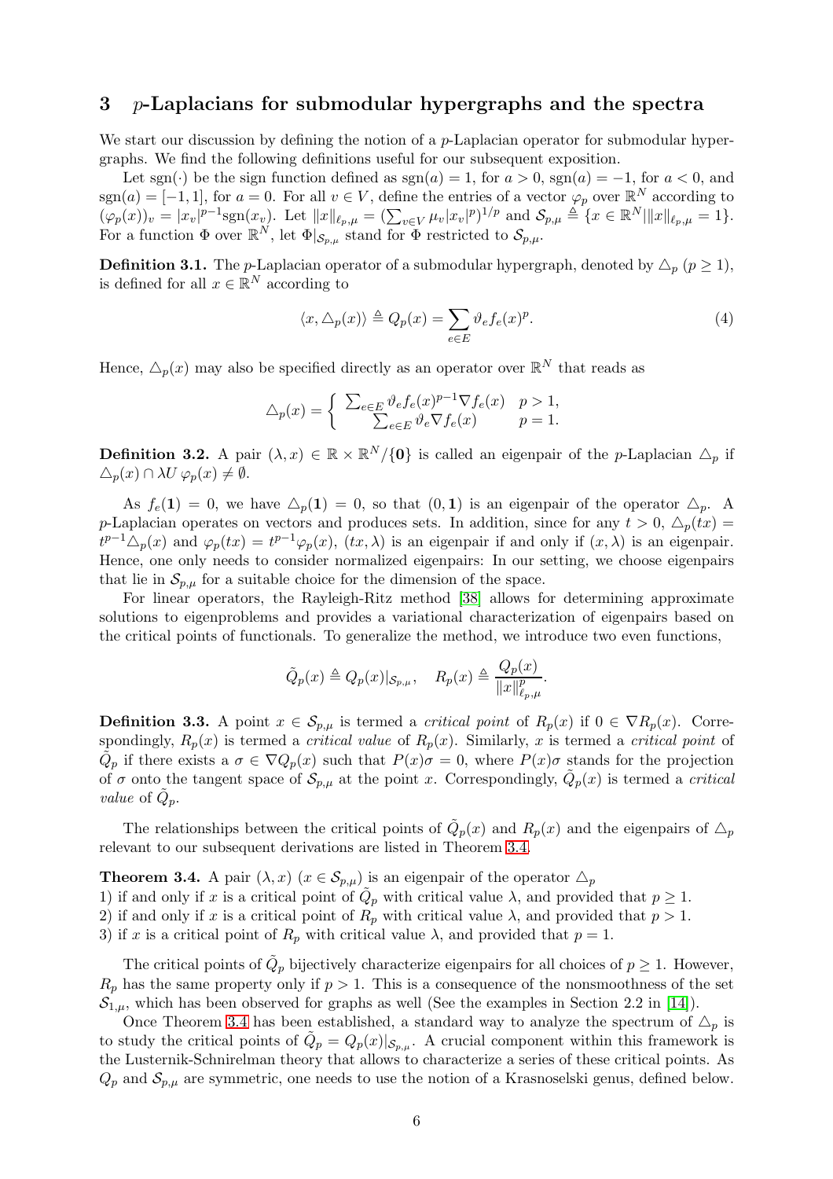## 3 $p$-Laplacians for submodular hypergraphs and the spectra

We start our discussion by defining the notion of a $p$-Laplacian operator for submodular hypergraphs. We find the following definitions useful for our subsequent exposition.

Let $\text{sgn}(\cdot)$ be the sign function defined as $\text{sgn}(a) = 1$, for $a > 0$, $\text{sgn}(a) = -1$, for $a < 0$, and $\text{sgn}(a) = [-1, 1]$, for $a = 0$. For all $v \in V$, define the entries of a vector $\varphi_p$ over $\mathbb{R}^N$ according to $(\varphi_p(x))_v = |x_v|^{p-1}\text{sgn}(x_v)$. Let $\|x\|_{\ell_{p,\mu}} = (\sum_{v \in V} \mu_v |x_v|^p)^{1/p}$ and $\mathcal{S}_{p,\mu} \triangleq \{x \in \mathbb{R}^N | \|x\|_{\ell_{p,\mu}} = 1\}$. For a function $\Phi$ over $\mathbb{R}^N$, let $\Phi|_{\mathcal{S}_{p,\mu}}$ stand for $\Phi$ restricted to $\mathcal{S}_{p,\mu}$.

**Definition 3.1.** The $p$-Laplacian operator of a submodular hypergraph, denoted by $\triangle_p$ ($p \geq 1$), is defined for all $x \in \mathbb{R}^N$ according to

$$\langle x, \triangle_p(x) \rangle \triangleq Q_p(x) = \sum_{e \in E} \vartheta_e f_e(x)^p. \tag{4}$$

Hence, $\triangle_p(x)$ may also be specified directly as an operator over $\mathbb{R}^N$ that reads as

$$\triangle_p(x) = \begin{cases} \sum_{e \in E} \vartheta_e f_e(x)^{p-1} \nabla f_e(x) & p > 1, \\ \sum_{e \in E} \vartheta_e \nabla f_e(x) & p = 1. \end{cases}$$

**Definition 3.2.** A pair $(\lambda, x) \in \mathbb{R} \times \mathbb{R}^N / \{\mathbf{0}\}$ is called an eigenpair of the $p$-Laplacian $\triangle_p$ if $\triangle_p(x) \cap \lambda U \varphi_p(x) \neq \emptyset$.

As $f_e(\mathbf{1}) = 0$, we have $\triangle_p(\mathbf{1}) = 0$, so that $(0, \mathbf{1})$ is an eigenpair of the operator $\triangle_p$. A $p$-Laplacian operates on vectors and produces sets. In addition, since for any $t > 0$, $\triangle_p(tx) = t^{p-1}\triangle_p(x)$ and $\varphi_p(tx) = t^{p-1}\varphi_p(x)$, $(tx, \lambda)$ is an eigenpair if and only if $(x, \lambda)$ is an eigenpair. Hence, one only needs to consider normalized eigenpairs: In our setting, we choose eigenpairs that lie in $\mathcal{S}_{p,\mu}$ for a suitable choice for the dimension of the space.

For linear operators, the Rayleigh-Ritz method [38] allows for determining approximate solutions to eigenproblems and provides a variational characterization of eigenpairs based on the critical points of functionals. To generalize the method, we introduce two even functions,

$$\tilde{Q}_p(x) \triangleq Q_p(x)|_{\mathcal{S}_{p,\mu}}, \quad R_p(x) \triangleq \frac{Q_p(x)}{\|x\|_{\ell_{p,\mu}}^p}.$$

**Definition 3.3.** A point $x \in \mathcal{S}_{p,\mu}$ is termed a *critical point* of $R_p(x)$ if $0 \in \nabla R_p(x)$. Correspondingly, $R_p(x)$ is termed a *critical value* of $R_p(x)$. Similarly, $x$ is termed a *critical point* of $\tilde{Q}_p$ if there exists a $\sigma \in \nabla Q_p(x)$ such that $P(x)\sigma = 0$, where $P(x)\sigma$ stands for the projection of $\sigma$ onto the tangent space of $\mathcal{S}_{p,\mu}$ at the point $x$. Correspondingly, $\tilde{Q}_p(x)$ is termed a *critical value* of $\tilde{Q}_p$.

The relationships between the critical points of $\tilde{Q}_p(x)$ and $R_p(x)$ and the eigenpairs of $\triangle_p$ relevant to our subsequent derivations are listed in Theorem 3.4.

**Theorem 3.4.** A pair $(\lambda, x)$ ($x \in \mathcal{S}_{p,\mu}$) is an eigenpair of the operator $\triangle_p$
1) if and only if $x$ is a critical point of $\tilde{Q}_p$ with critical value $\lambda$, and provided that $p \geq 1$.
2) if and only if $x$ is a critical point of $R_p$ with critical value $\lambda$, and provided that $p > 1$.
3) if $x$ is a critical point of $R_p$ with critical value $\lambda$, and provided that $p = 1$.

The critical points of $\tilde{Q}_p$ bijectively characterize eigenpairs for all choices of $p \geq 1$. However, $R_p$ has the same property only if $p > 1$. This is a consequence of the nonsmoothness of the set $\mathcal{S}_{1,\mu}$, which has been observed for graphs as well (See the examples in Section 2.2 in [14]).

Once Theorem 3.4 has been established, a standard way to analyze the spectrum of $\triangle_p$ is to study the critical points of $\tilde{Q}_p = Q_p(x)|_{\mathcal{S}_{p,\mu}}$. A crucial component within this framework is the Lusternik-Schnirelman theory that allows to characterize a series of these critical points. As $Q_p$ and $\mathcal{S}_{p,\mu}$ are symmetric, one needs to use the notion of a Krasnoselski genus, defined below.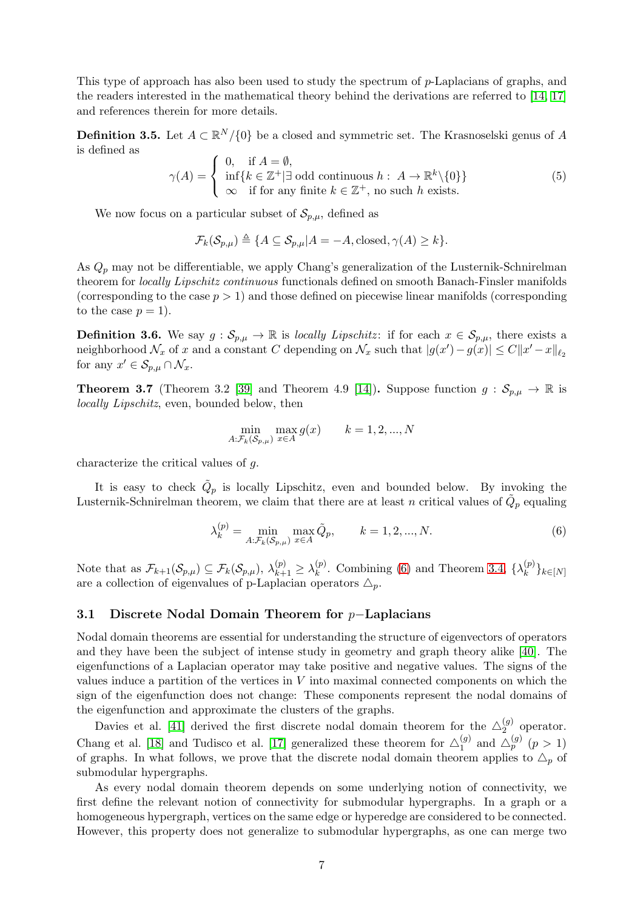This type of approach has also been used to study the spectrum of $p$-Laplacians of graphs, and the readers interested in the mathematical theory behind the derivations are referred to [14, 17] and references therein for more details.

**Definition 3.5.** Let $A \subset \mathbb{R}^N/\{0\}$ be a closed and symmetric set. The Krasnoselski genus of $A$ is defined as

$$\gamma(A) = \begin{cases} 0, & \text{if } A = \emptyset, \\ \inf\{k \in \mathbb{Z}^+ | \exists \text{ odd continuous } h: \ A \to \mathbb{R}^k \backslash \{0\}\} \\ \infty & \text{if for any finite } k \in \mathbb{Z}^+, \text{ no such } h \text{ exists.} \end{cases} \tag{5}$$

We now focus on a particular subset of $\mathcal{S}_{p,\mu}$, defined as

$$\mathcal{F}_k(\mathcal{S}_{p,\mu}) \triangleq \{A \subseteq \mathcal{S}_{p,\mu} | A = -A, \text{closed}, \gamma(A) \geq k\}.$$

As $Q_p$ may not be differentiable, we apply Chang's generalization of the Lusternik-Schnirelman theorem for *locally Lipschitz continuous* functionals defined on smooth Banach-Finsler manifolds (corresponding to the case $p > 1$) and those defined on piecewise linear manifolds (corresponding to the case $p = 1$).

**Definition 3.6.** We say $g : \mathcal{S}_{p,\mu} \to \mathbb{R}$ is *locally Lipschitz*: if for each $x \in \mathcal{S}_{p,\mu}$, there exists a neighborhood $\mathcal{N}_x$ of $x$ and a constant $C$ depending on $\mathcal{N}_x$ such that $|g(x') - g(x)| \leq C\|x' - x\|_{\ell_2}$ for any $x' \in \mathcal{S}_{p,\mu} \cap \mathcal{N}_x$.

**Theorem 3.7** (Theorem 3.2 [39] and Theorem 4.9 [14])**.** Suppose function $g : \mathcal{S}_{p,\mu} \to \mathbb{R}$ is *locally Lipschitz*, even, bounded below, then

$$\min_{A:\mathcal{F}_k(\mathcal{S}_{p,\mu})} \max_{x \in A} g(x) \qquad k = 1, 2, ..., N$$

characterize the critical values of $g$.

It is easy to check $\tilde{Q}_p$ is locally Lipschitz, even and bounded below. By invoking the Lusternik-Schnirelman theorem, we claim that there are at least $n$ critical values of $\tilde{Q}_p$ equaling

$$\lambda_k^{(p)} = \min_{A:\mathcal{F}_k(\mathcal{S}_{p,\mu})} \max_{x \in A} \tilde{Q}_p, \qquad k = 1, 2, ..., N. \tag{6}$$

Note that as $\mathcal{F}_{k+1}(\mathcal{S}_{p,\mu}) \subseteq \mathcal{F}_k(\mathcal{S}_{p,\mu})$, $\lambda_{k+1}^{(p)} \geq \lambda_k^{(p)}$. Combining (6) and Theorem 3.4, $\{\lambda_k^{(p)}\}_{k \in [N]}$ are a collection of eigenvalues of p-Laplacian operators $\triangle_p$.

### 3.1 Discrete Nodal Domain Theorem for $p-$Laplacians

Nodal domain theorems are essential for understanding the structure of eigenvectors of operators and they have been the subject of intense study in geometry and graph theory alike [40]. The eigenfunctions of a Laplacian operator may take positive and negative values. The signs of the values induce a partition of the vertices in $V$ into maximal connected components on which the sign of the eigenfunction does not change: These components represent the nodal domains of the eigenfunction and approximate the clusters of the graphs.

Davies et al. [41] derived the first discrete nodal domain theorem for the $\triangle_2^{(g)}$ operator. Chang et al. [18] and Tudisco et al. [17] generalized these theorem for $\triangle_1^{(g)}$ and $\triangle_p^{(g)}$ $(p > 1)$ of graphs. In what follows, we prove that the discrete nodal domain theorem applies to $\triangle_p$ of submodular hypergraphs.

As every nodal domain theorem depends on some underlying notion of connectivity, we first define the relevant notion of connectivity for submodular hypergraphs. In a graph or a homogeneous hypergraph, vertices on the same edge or hyperedge are considered to be connected. However, this property does not generalize to submodular hypergraphs, as one can merge two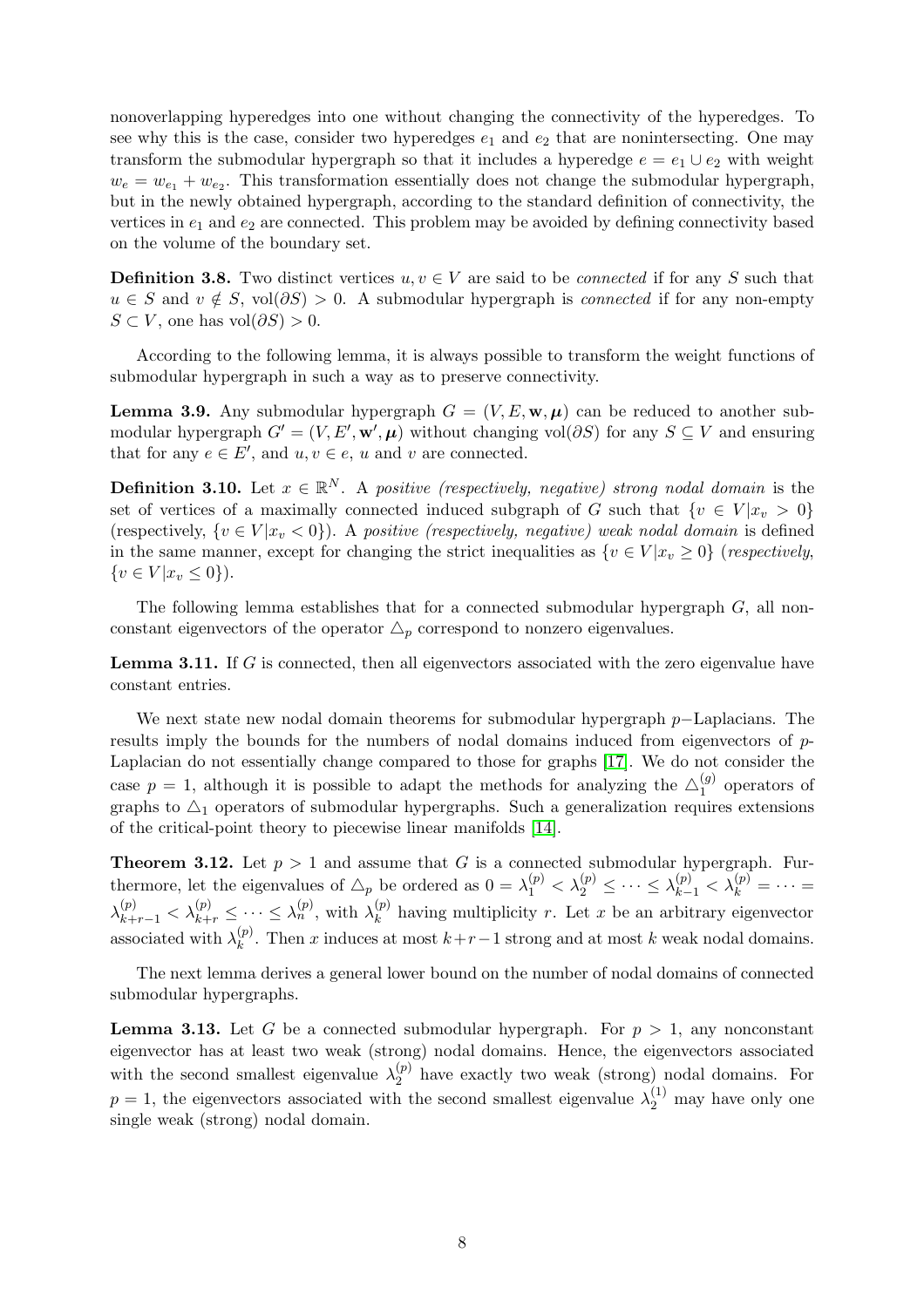nonoverlapping hyperedges into one without changing the connectivity of the hyperedges. To see why this is the case, consider two hyperedges $e_1$ and $e_2$ that are nonintersecting. One may transform the submodular hypergraph so that it includes a hyperedge $e = e_1 \cup e_2$ with weight $w_e = w_{e_1} + w_{e_2}$. This transformation essentially does not change the submodular hypergraph, but in the newly obtained hypergraph, according to the standard definition of connectivity, the vertices in $e_1$ and $e_2$ are connected. This problem may be avoided by defining connectivity based on the volume of the boundary set.

**Definition 3.8.** Two distinct vertices $u, v \in V$ are said to be *connected* if for any $S$ such that $u \in S$ and $v \notin S$, $\text{vol}(\partial S) > 0$. A submodular hypergraph is *connected* if for any non-empty $S \subset V$, one has $\text{vol}(\partial S) > 0$.

According to the following lemma, it is always possible to transform the weight functions of submodular hypergraph in such a way as to preserve connectivity.

**Lemma 3.9.** Any submodular hypergraph $G = (V, E, \mathbf{w}, \boldsymbol{\mu})$ can be reduced to another submodular hypergraph $G' = (V, E', \mathbf{w}', \boldsymbol{\mu})$ without changing $\text{vol}(\partial S)$ for any $S \subseteq V$ and ensuring that for any $e \in E'$, and $u, v \in e$, $u$ and $v$ are connected.

**Definition 3.10.** Let $x \in \mathbb{R}^N$. A *positive (respectively, negative) strong nodal domain* is the set of vertices of a maximally connected induced subgraph of $G$ such that $\{v \in V | x_v > 0\}$ (respectively, $\{v \in V | x_v < 0\}$). A *positive (respectively, negative) weak nodal domain* is defined in the same manner, except for changing the strict inequalities as $\{v \in V | x_v \geq 0\}$ (*respectively,* $\{v \in V | x_v \leq 0\}$).

The following lemma establishes that for a connected submodular hypergraph $G$, all nonconstant eigenvectors of the operator $\triangle_p$ correspond to nonzero eigenvalues.

**Lemma 3.11.** If $G$ is connected, then all eigenvectors associated with the zero eigenvalue have constant entries.

We next state new nodal domain theorems for submodular hypergraph $p-$Laplacians. The results imply the bounds for the numbers of nodal domains induced from eigenvectors of $p$-Laplacian do not essentially change compared to those for graphs [17]. We do not consider the case $p = 1$, although it is possible to adapt the methods for analyzing the $\triangle_1^{(g)}$ operators of graphs to $\triangle_1$ operators of submodular hypergraphs. Such a generalization requires extensions of the critical-point theory to piecewise linear manifolds [14].

**Theorem 3.12.** Let $p > 1$ and assume that $G$ is a connected submodular hypergraph. Furthermore, let the eigenvalues of $\triangle_p$ be ordered as $0 = \lambda_1^{(p)} < \lambda_2^{(p)} \leq \cdots \leq \lambda_{k-1}^{(p)} < \lambda_k^{(p)} = \cdots = \lambda_{k+r-1}^{(p)} < \lambda_{k+r}^{(p)} \leq \cdots \leq \lambda_n^{(p)}$, with $\lambda_k^{(p)}$ having multiplicity $r$. Let $x$ be an arbitrary eigenvector associated with $\lambda_k^{(p)}$. Then $x$ induces at most $k+r-1$ strong and at most $k$ weak nodal domains.

The next lemma derives a general lower bound on the number of nodal domains of connected submodular hypergraphs.

**Lemma 3.13.** Let $G$ be a connected submodular hypergraph. For $p > 1$, any nonconstant eigenvector has at least two weak (strong) nodal domains. Hence, the eigenvectors associated with the second smallest eigenvalue $\lambda_2^{(p)}$ have exactly two weak (strong) nodal domains. For $p = 1$, the eigenvectors associated with the second smallest eigenvalue $\lambda_2^{(1)}$ may have only one single weak (strong) nodal domain.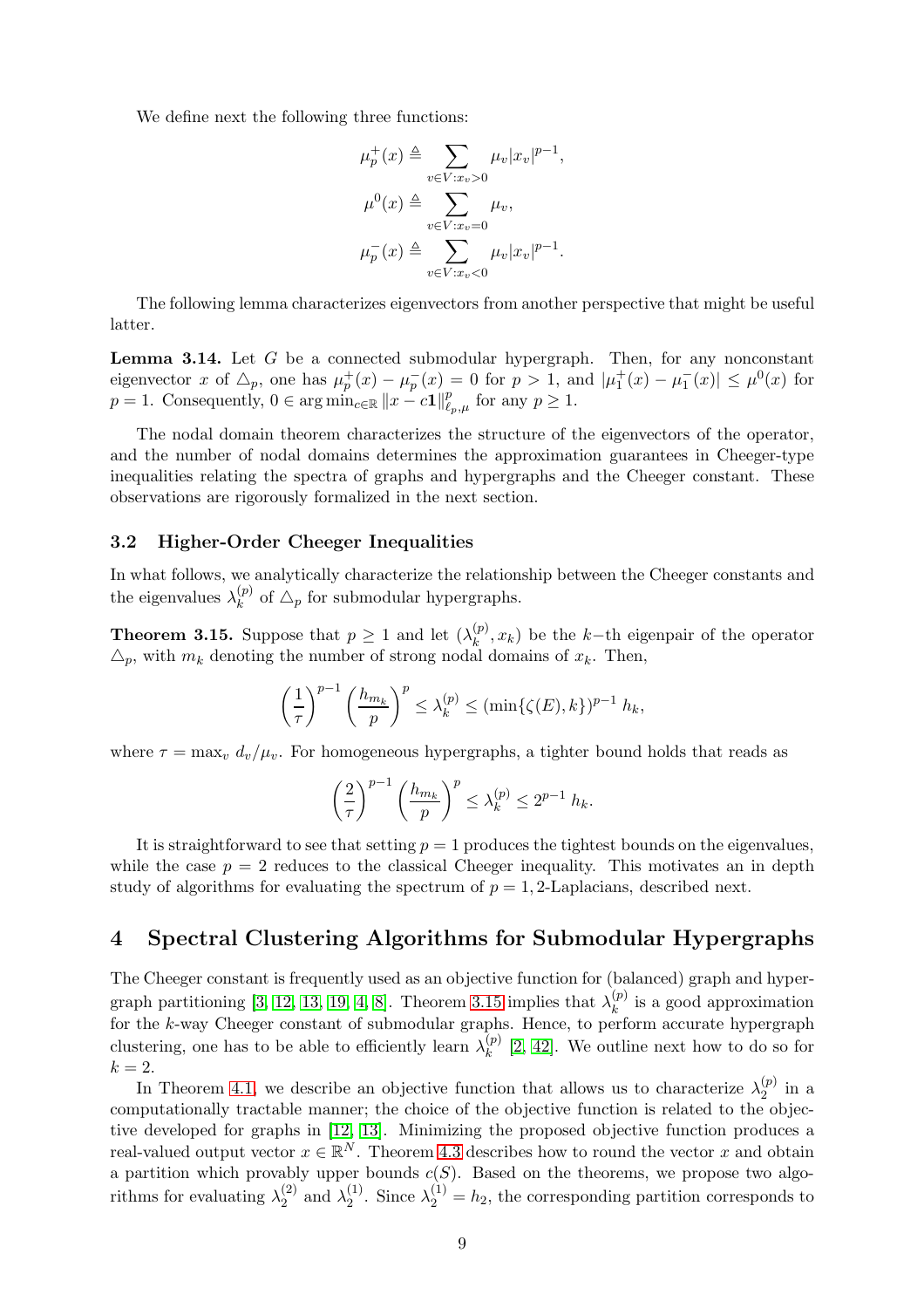We define next the following three functions:

$$\mu_p^+(x) \triangleq \sum_{v\in V: x_v>0} \mu_v |x_v|^{p-1},$$

$$\mu^0(x) \triangleq \sum_{v\in V: x_v=0} \mu_v,$$

$$\mu_p^-(x) \triangleq \sum_{v\in V: x_v<0} \mu_v |x_v|^{p-1}.$$

The following lemma characterizes eigenvectors from another perspective that might be useful latter.

**Lemma 3.14.** Let $G$ be a connected submodular hypergraph. Then, for any nonconstant eigenvector $x$ of $\triangle_p$, one has $\mu_p^+(x) - \mu_p^-(x) = 0$ for $p > 1$, and $|\mu_1^+(x) - \mu_1^-(x)| \leq \mu^0(x)$ for $p = 1$. Consequently, $0 \in \arg\min_{c\in\mathbb{R}} \|x - c\mathbf{1}\|_{\ell_p,\mu}^p$ for any $p \geq 1$.

The nodal domain theorem characterizes the structure of the eigenvectors of the operator, and the number of nodal domains determines the approximation guarantees in Cheeger-type inequalities relating the spectra of graphs and hypergraphs and the Cheeger constant. These observations are rigorously formalized in the next section.

### 3.2 Higher-Order Cheeger Inequalities

In what follows, we analytically characterize the relationship between the Cheeger constants and the eigenvalues $\lambda_k^{(p)}$ of $\triangle_p$ for submodular hypergraphs.

**Theorem 3.15.** Suppose that $p \geq 1$ and let $(\lambda_k^{(p)}, x_k)$ be the $k$−th eigenpair of the operator $\triangle_p$, with $m_k$ denoting the number of strong nodal domains of $x_k$. Then,

$$\left(\frac{1}{\tau}\right)^{p-1} \left(\frac{h_{m_k}}{p}\right)^p \leq \lambda_k^{(p)} \leq (\min\{\zeta(E), k\})^{p-1}\, h_k,$$

where $\tau = \max_v d_v/\mu_v$. For homogeneous hypergraphs, a tighter bound holds that reads as

$$\left(\frac{2}{\tau}\right)^{p-1} \left(\frac{h_{m_k}}{p}\right)^p \leq \lambda_k^{(p)} \leq 2^{p-1}\, h_k.$$

It is straightforward to see that setting $p = 1$ produces the tightest bounds on the eigenvalues, while the case $p = 2$ reduces to the classical Cheeger inequality. This motivates an in depth study of algorithms for evaluating the spectrum of $p = 1, 2$-Laplacians, described next.

## 4 Spectral Clustering Algorithms for Submodular Hypergraphs

The Cheeger constant is frequently used as an objective function for (balanced) graph and hypergraph partitioning [3, 12, 13, 19, 4, 8]. Theorem 3.15 implies that $\lambda_k^{(p)}$ is a good approximation for the $k$-way Cheeger constant of submodular graphs. Hence, to perform accurate hypergraph clustering, one has to be able to efficiently learn $\lambda_k^{(p)}$ [2, 42]. We outline next how to do so for $k = 2$.

In Theorem 4.1, we describe an objective function that allows us to characterize $\lambda_2^{(p)}$ in a computationally tractable manner; the choice of the objective function is related to the objective developed for graphs in [12, 13]. Minimizing the proposed objective function produces a real-valued output vector $x \in \mathbb{R}^N$. Theorem 4.3 describes how to round the vector $x$ and obtain a partition which provably upper bounds $c(S)$. Based on the theorems, we propose two algorithms for evaluating $\lambda_2^{(2)}$ and $\lambda_2^{(1)}$. Since $\lambda_2^{(1)} = h_2$, the corresponding partition corresponds to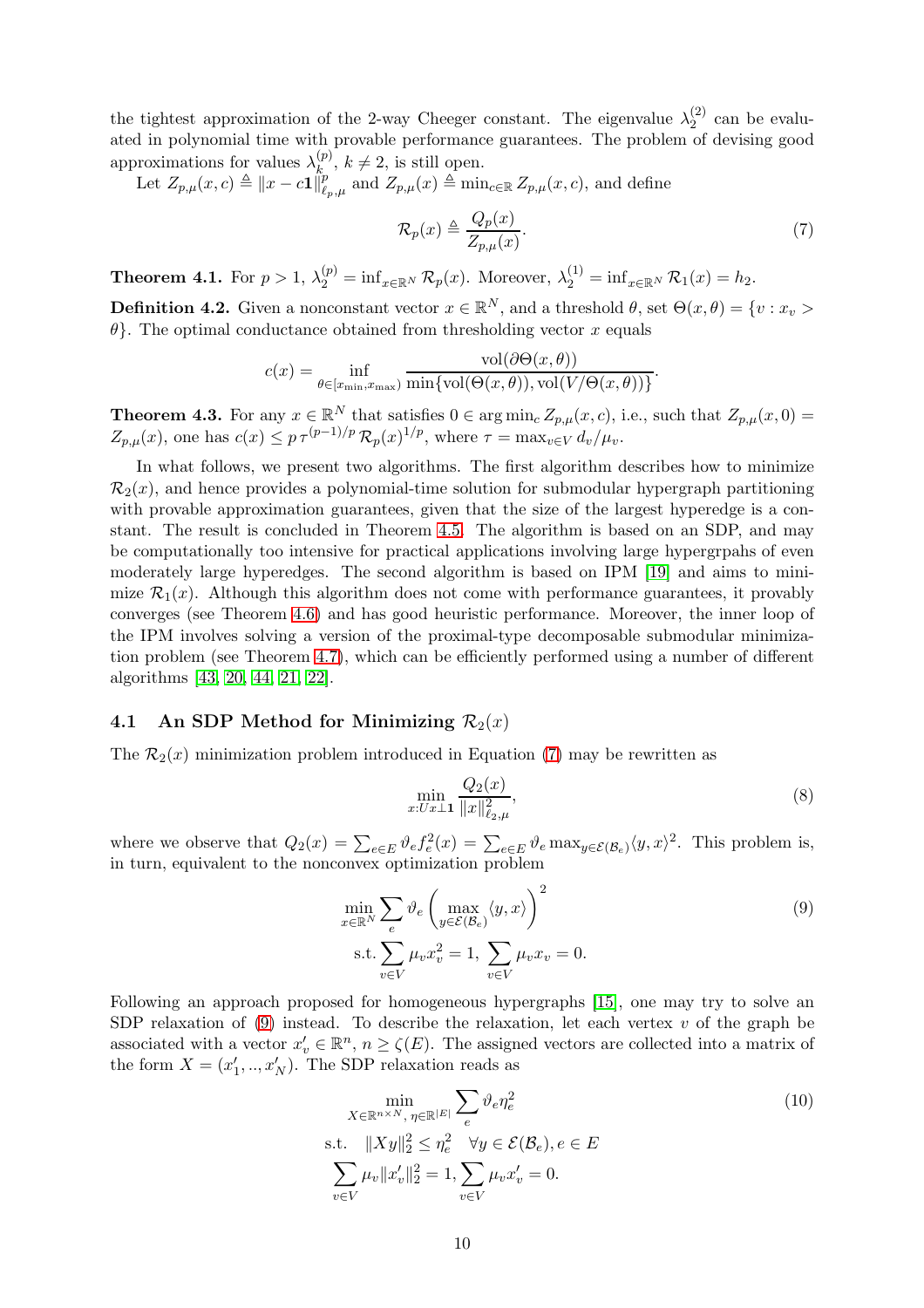the tightest approximation of the 2-way Cheeger constant. The eigenvalue $\lambda_2^{(2)}$ can be evaluated in polynomial time with provable performance guarantees. The problem of devising good approximations for values $\lambda_k^{(p)}$, $k \neq 2$, is still open.

Let $Z_{p,\mu}(x,c) \triangleq \|x - c\mathbf{1}\|_{\ell_p,\mu}^p$ and $Z_{p,\mu}(x) \triangleq \min_{c\in\mathbb{R}} Z_{p,\mu}(x,c)$, and define

$$\mathcal{R}_p(x) \triangleq \frac{Q_p(x)}{Z_{p,\mu}(x)}. \tag{7}$$

**Theorem 4.1.** For $p > 1$, $\lambda_2^{(p)} = \inf_{x\in\mathbb{R}^N} \mathcal{R}_p(x)$. Moreover, $\lambda_2^{(1)} = \inf_{x\in\mathbb{R}^N} \mathcal{R}_1(x) = h_2$.

**Definition 4.2.** Given a nonconstant vector $x \in \mathbb{R}^N$, and a threshold $\theta$, set $\Theta(x,\theta) = \{v : x_v > \theta\}$. The optimal conductance obtained from thresholding vector $x$ equals

$$c(x) = \inf_{\theta\in[x_{\min},x_{\max})} \frac{\mathrm{vol}(\partial\Theta(x,\theta))}{\min\{\mathrm{vol}(\Theta(x,\theta)), \mathrm{vol}(V/\Theta(x,\theta))\}}.$$

**Theorem 4.3.** For any $x \in \mathbb{R}^N$ that satisfies $0 \in \arg\min_c Z_{p,\mu}(x,c)$, i.e., such that $Z_{p,\mu}(x,0) = Z_{p,\mu}(x)$, one has $c(x) \leq p\,\tau^{(p-1)/p}\,\mathcal{R}_p(x)^{1/p}$, where $\tau = \max_{v\in V} d_v/\mu_v$.

In what follows, we present two algorithms. The first algorithm describes how to minimize $\mathcal{R}_2(x)$, and hence provides a polynomial-time solution for submodular hypergraph partitioning with provable approximation guarantees, given that the size of the largest hyperedge is a constant. The result is concluded in Theorem 4.5. The algorithm is based on an SDP, and may be computationally too intensive for practical applications involving large hypergrpahs of even moderately large hyperedges. The second algorithm is based on IPM [19] and aims to minimize $\mathcal{R}_1(x)$. Although this algorithm does not come with performance guarantees, it provably converges (see Theorem 4.6) and has good heuristic performance. Moreover, the inner loop of the IPM involves solving a version of the proximal-type decomposable submodular minimization problem (see Theorem 4.7), which can be efficiently performed using a number of different algorithms [43, 20, 44, 21, 22].

## 4.1 An SDP Method for Minimizing $\mathcal{R}_2(x)$

The $\mathcal{R}_2(x)$ minimization problem introduced in Equation (7) may be rewritten as

$$\min_{x:Ux\perp\mathbf{1}} \frac{Q_2(x)}{\|x\|_{\ell_2,\mu}^2}, \tag{8}$$

where we observe that $Q_2(x) = \sum_{e\in E} \vartheta_e f_e^2(x) = \sum_{e\in E} \vartheta_e \max_{y\in\mathcal{E}(\mathcal{B}_e)} \langle y, x\rangle^2$. This problem is, in turn, equivalent to the nonconvex optimization problem

$$\begin{aligned}
&\min_{x\in\mathbb{R}^N} \sum_e \vartheta_e \left(\max_{y\in\mathcal{E}(\mathcal{B}_e)} \langle y, x\rangle\right)^2 \\
&\text{s.t.} \sum_{v\in V} \mu_v x_v^2 = 1,\ \sum_{v\in V} \mu_v x_v = 0.
\end{aligned} \tag{9}$$

Following an approach proposed for homogeneous hypergraphs [15], one may try to solve an SDP relaxation of (9) instead. To describe the relaxation, let each vertex $v$ of the graph be associated with a vector $x'_v \in \mathbb{R}^n$, $n \geq \zeta(E)$. The assigned vectors are collected into a matrix of the form $X = (x'_1, .., x'_N)$. The SDP relaxation reads as

$$\begin{aligned}
&\min_{X\in\mathbb{R}^{n\times N},\ \eta\in\mathbb{R}^{|E|}} \sum_e \vartheta_e \eta_e^2 \\
&\text{s.t.} \quad \|Xy\|_2^2 \leq \eta_e^2 \quad \forall y \in \mathcal{E}(\mathcal{B}_e), e \in E \\
&\sum_{v\in V} \mu_v \|x'_v\|_2^2 = 1, \sum_{v\in V} \mu_v x'_v = 0.
\end{aligned} \tag{10}$$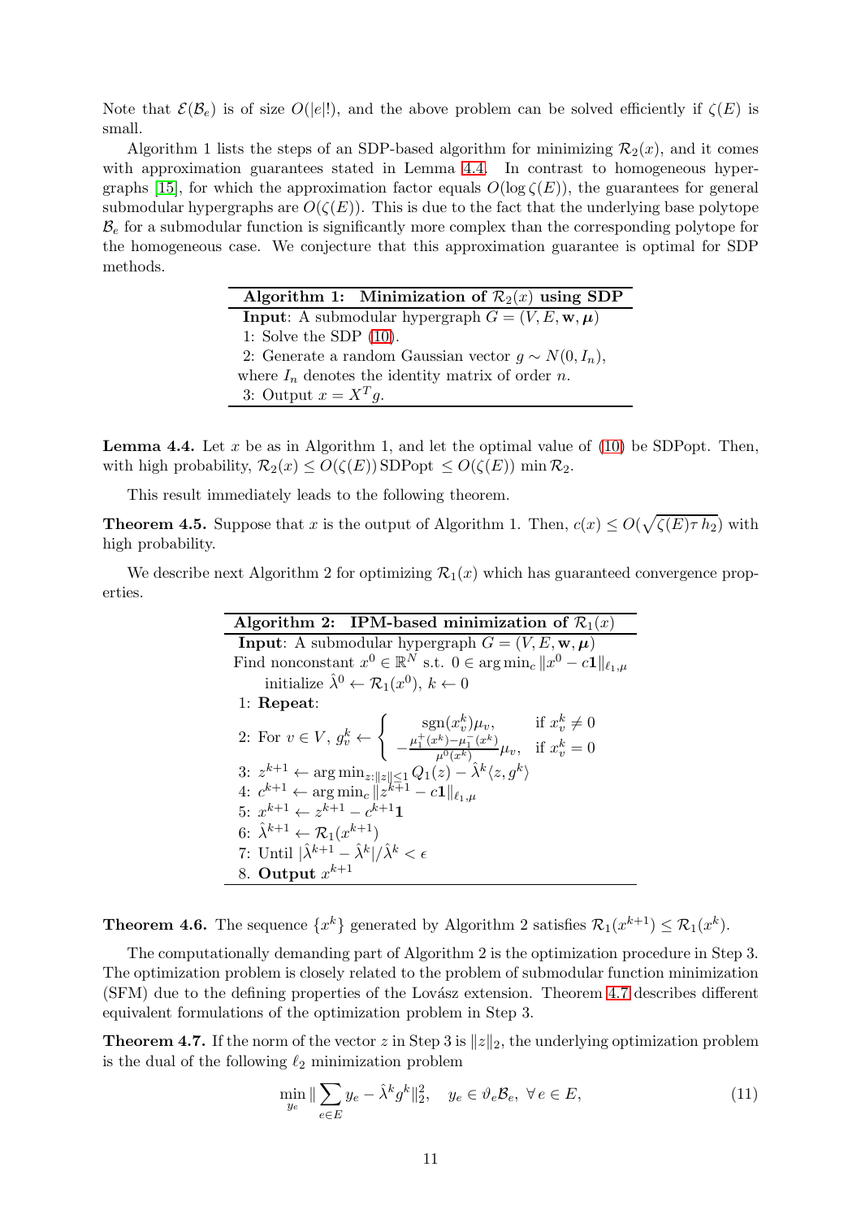Note that $\mathcal{E}(\mathcal{B}_e)$ is of size $O(|e|!)$, and the above problem can be solved efficiently if $\zeta(E)$ is small.

Algorithm 1 lists the steps of an SDP-based algorithm for minimizing $\mathcal{R}_2(x)$, and it comes with approximation guarantees stated in Lemma 4.4. In contrast to homogeneous hypergraphs [15], for which the approximation factor equals $O(\log \zeta(E))$, the guarantees for general submodular hypergraphs are $O(\zeta(E))$. This is due to the fact that the underlying base polytope $\mathcal{B}_e$ for a submodular function is significantly more complex than the corresponding polytope for the homogeneous case. We conjecture that this approximation guarantee is optimal for SDP methods.

**Algorithm 1: Minimization of $\mathcal{R}_2(x)$ using SDP**

**Input**: A submodular hypergraph $G = (V, E, \mathbf{w}, \boldsymbol{\mu})$
1: Solve the SDP (10).
2: Generate a random Gaussian vector $g \sim N(0, I_n)$, where $I_n$ denotes the identity matrix of order $n$.
3: Output $x = X^T g$.

**Lemma 4.4.** Let $x$ be as in Algorithm 1, and let the optimal value of (10) be SDPopt. Then, with high probability, $\mathcal{R}_2(x) \leq O(\zeta(E))\,\text{SDPopt} \leq O(\zeta(E)) \min \mathcal{R}_2$.

This result immediately leads to the following theorem.

**Theorem 4.5.** Suppose that $x$ is the output of Algorithm 1. Then, $c(x) \leq O(\sqrt{\zeta(E)\tau\, h_2})$ with high probability.

We describe next Algorithm 2 for optimizing $\mathcal{R}_1(x)$ which has guaranteed convergence properties.

**Algorithm 2: IPM-based minimization of $\mathcal{R}_1(x)$**

**Input**: A submodular hypergraph $G = (V, E, \mathbf{w}, \boldsymbol{\mu})$
Find nonconstant $x^0 \in \mathbb{R}^N$ s.t. $0 \in \arg\min_c \|x^0 - c\mathbf{1}\|_{\ell_1,\mu}$
initialize $\hat{\lambda}^0 \leftarrow \mathcal{R}_1(x^0)$, $k \leftarrow 0$
1: **Repeat**:
2: For $v \in V$, $g_v^k \leftarrow \begin{cases} \text{sgn}(x_v^k)\mu_v, & \text{if } x_v^k \neq 0 \\ -\frac{\mu_1^+(x^k) - \mu_1^-(x^k)}{\mu^0(x^k)}\mu_v, & \text{if } x_v^k = 0 \end{cases}$
3: $z^{k+1} \leftarrow \arg\min_{z:\|z\|\leq 1} Q_1(z) - \hat{\lambda}^k \langle z, g^k \rangle$
4: $c^{k+1} \leftarrow \arg\min_c \|z^{k+1} - c\mathbf{1}\|_{\ell_1,\mu}$
5: $x^{k+1} \leftarrow z^{k+1} - c^{k+1}\mathbf{1}$
6: $\hat{\lambda}^{k+1} \leftarrow \mathcal{R}_1(x^{k+1})$
7: Until $|\hat{\lambda}^{k+1} - \hat{\lambda}^k|/\hat{\lambda}^k < \epsilon$
8. **Output** $x^{k+1}$

**Theorem 4.6.** The sequence $\{x^k\}$ generated by Algorithm 2 satisfies $\mathcal{R}_1(x^{k+1}) \leq \mathcal{R}_1(x^k)$.

The computationally demanding part of Algorithm 2 is the optimization procedure in Step 3. The optimization problem is closely related to the problem of submodular function minimization (SFM) due to the defining properties of the Lovász extension. Theorem 4.7 describes different equivalent formulations of the optimization problem in Step 3.

**Theorem 4.7.** If the norm of the vector $z$ in Step 3 is $\|z\|_2$, the underlying optimization problem is the dual of the following $\ell_2$ minimization problem

$$\min_{y_e} \|\sum_{e\in E} y_e - \hat{\lambda}^k g^k\|_2^2, \quad y_e \in \vartheta_e \mathcal{B}_e, \ \forall\, e \in E, \tag{11}$$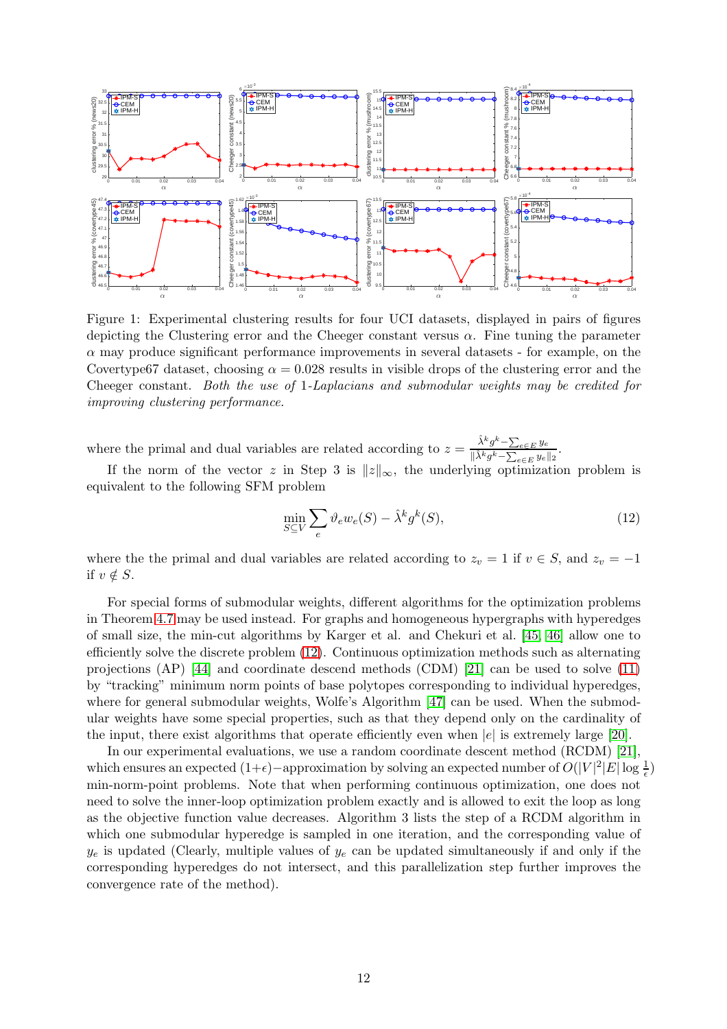Figure 1: Experimental clustering results for four UCI datasets, displayed in pairs of figures depicting the Clustering error and the Cheeger constant versus $\alpha$. Fine tuning the parameter $\alpha$ may produce significant performance improvements in several datasets - for example, on the Covertype67 dataset, choosing $\alpha = 0.028$ results in visible drops of the clustering error and the Cheeger constant. *Both the use of* 1*-Laplacians and submodular weights may be credited for improving clustering performance.*

where the primal and dual variables are related according to $z = \frac{\hat{\lambda}^k g^k - \sum_{e \in E} y_e}{\|\hat{\lambda}^k g^k - \sum_{e \in E} y_e\|_2}$.

If the norm of the vector $z$ in Step 3 is $\|z\|_\infty$, the underlying optimization problem is equivalent to the following SFM problem

$$\min_{S \subseteq V} \sum_e \vartheta_e w_e(S) - \hat{\lambda}^k g^k(S), \tag{12}$$

where the the primal and dual variables are related according to $z_v = 1$ if $v \in S$, and $z_v = -1$ if $v \notin S$.

For special forms of submodular weights, different algorithms for the optimization problems in Theorem 4.7 may be used instead. For graphs and homogeneous hypergraphs with hyperedges of small size, the min-cut algorithms by Karger et al. and Chekuri et al. [45, 46] allow one to efficiently solve the discrete problem (12). Continuous optimization methods such as alternating projections (AP) [44] and coordinate descend methods (CDM) [21] can be used to solve (11) by "tracking" minimum norm points of base polytopes corresponding to individual hyperedges, where for general submodular weights, Wolfe's Algorithm [47] can be used. When the submodular weights have some special properties, such as that they depend only on the cardinality of the input, there exist algorithms that operate efficiently even when $|e|$ is extremely large [20].

In our experimental evaluations, we use a random coordinate descent method (RCDM) [21], which ensures an expected $(1+\epsilon)-$approximation by solving an expected number of $O(|V|^2|E|\log\frac{1}{\epsilon})$ min-norm-point problems. Note that when performing continuous optimization, one does not need to solve the inner-loop optimization problem exactly and is allowed to exit the loop as long as the objective function value decreases. Algorithm 3 lists the step of a RCDM algorithm in which one submodular hyperedge is sampled in one iteration, and the corresponding value of $y_e$ is updated (Clearly, multiple values of $y_e$ can be updated simultaneously if and only if the corresponding hyperedges do not intersect, and this parallelization step further improves the convergence rate of the method).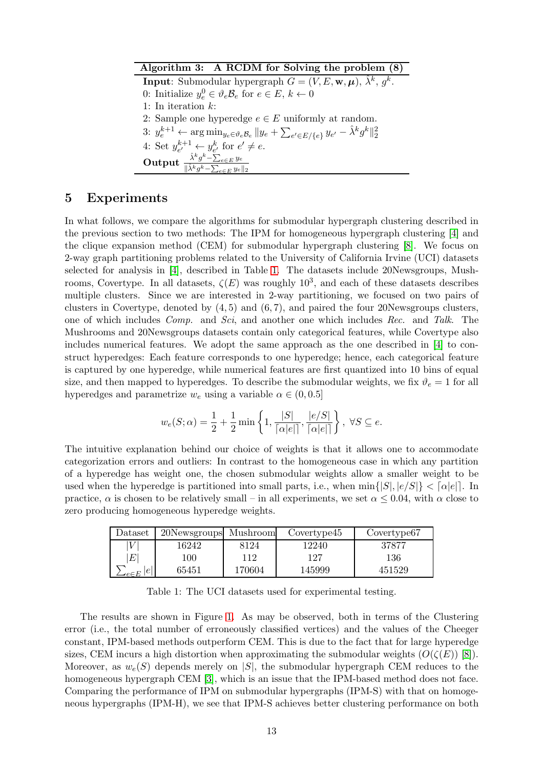**Algorithm 3: A RCDM for Solving the problem (8)**

**Input**: Submodular hypergraph $G = (V, E, \mathbf{w}, \boldsymbol{\mu})$, $\hat{\lambda}^k$, $g^k$.

0: Initialize $y_e^0 \in \vartheta_e \mathcal{B}_e$ for $e \in E$, $k \leftarrow 0$

1: In iteration $k$:

2: Sample one hyperedge $e \in E$ uniformly at random.

3: $y_e^{k+1} \leftarrow \arg\min_{y_e \in \vartheta_e \mathcal{B}_e} \|y_e + \sum_{e' \in E/\{e\}} y_{e'} - \hat{\lambda}^k g^k\|_2^2$

4: Set $y_{e'}^{k+1} \leftarrow y_{e'}^k$ for $e' \neq e$.

**Output** $\frac{\hat{\lambda}^k g^k - \sum_{e \in E} y_e}{\|\hat{\lambda}^k g^k - \sum_{e \in E} y_e\|_2}$

## 5 Experiments

In what follows, we compare the algorithms for submodular hypergraph clustering described in the previous section to two methods: The IPM for homogeneous hypergraph clustering [4] and the clique expansion method (CEM) for submodular hypergraph clustering [8]. We focus on 2-way graph partitioning problems related to the University of California Irvine (UCI) datasets selected for analysis in [4], described in Table 1. The datasets include 20Newsgroups, Mushrooms, Covertype. In all datasets, $\zeta(E)$ was roughly $10^3$, and each of these datasets describes multiple clusters. Since we are interested in 2-way partitioning, we focused on two pairs of clusters in Covertype, denoted by $(4, 5)$ and $(6, 7)$, and paired the four 20Newsgroups clusters, one of which includes *Comp.* and *Sci*, and another one which includes *Rec.* and *Talk*. The Mushrooms and 20Newsgroups datasets contain only categorical features, while Covertype also includes numerical features. We adopt the same approach as the one described in [4] to construct hyperedges: Each feature corresponds to one hyperedge; hence, each categorical feature is captured by one hyperedge, while numerical features are first quantized into 10 bins of equal size, and then mapped to hyperedges. To describe the submodular weights, we fix $\vartheta_e = 1$ for all hyperedges and parametrize $w_e$ using a variable $\alpha \in (0, 0.5]$

$$w_e(S; \alpha) = \frac{1}{2} + \frac{1}{2} \min\left\{1, \frac{|S|}{\lceil \alpha |e| \rceil}, \frac{|e/S|}{\lceil \alpha |e| \rceil}\right\}, \ \forall S \subseteq e.$$

The intuitive explanation behind our choice of weights is that it allows one to accommodate categorization errors and outliers: In contrast to the homogeneous case in which any partition of a hyperedge has weight one, the chosen submodular weights allow a smaller weight to be used when the hyperedge is partitioned into small parts, i.e., when $\min\{|S|, |e/S|\} < \lceil \alpha |e| \rceil$. In practice, $\alpha$ is chosen to be relatively small – in all experiments, we set $\alpha \leq 0.04$, with $\alpha$ close to zero producing homogeneous hyperedge weights.

| Dataset | 20Newsgroups | Mushroom | Covertype45 | Covertype67 |
|---|---|---|---|---|
| $\lvert V \rvert$ | 16242 | 8124 | 12240 | 37877 |
| $\lvert E \rvert$ | 100 | 112 | 127 | 136 |
| $\sum_{e \in E} \lvert e \rvert$ | 65451 | 170604 | 145999 | 451529 |

Table 1: The UCI datasets used for experimental testing.

The results are shown in Figure 1. As may be observed, both in terms of the Clustering error (i.e., the total number of erroneously classified vertices) and the values of the Cheeger constant, IPM-based methods outperform CEM. This is due to the fact that for large hyperedge sizes, CEM incurs a high distortion when approximating the submodular weights ($O(\zeta(E))$ [8]). Moreover, as $w_e(S)$ depends merely on $|S|$, the submodular hypergraph CEM reduces to the homogeneous hypergraph CEM [3], which is an issue that the IPM-based method does not face. Comparing the performance of IPM on submodular hypergraphs (IPM-S) with that on homogeneous hypergraphs (IPM-H), we see that IPM-S achieves better clustering performance on both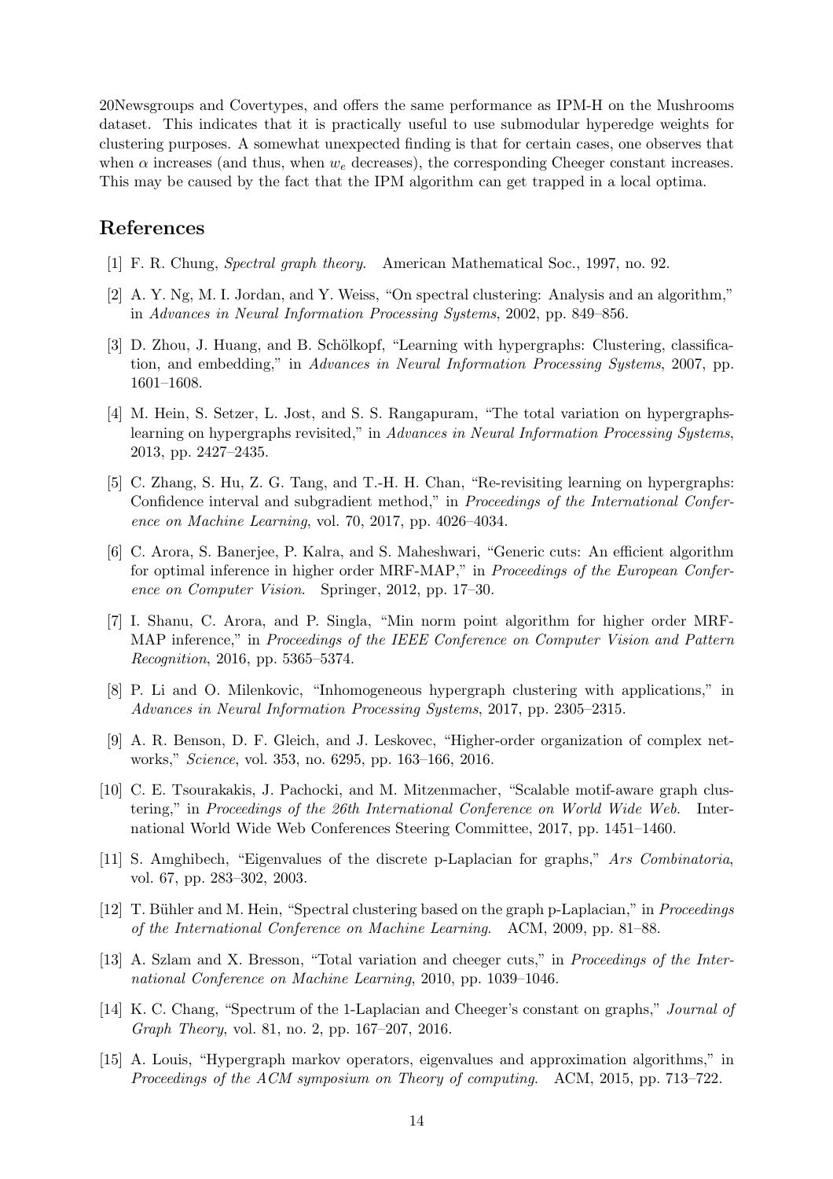20Newsgroups and Covertypes, and offers the same performance as IPM-H on the Mushrooms dataset. This indicates that it is practically useful to use submodular hyperedge weights for clustering purposes. A somewhat unexpected finding is that for certain cases, one observes that when $\alpha$ increases (and thus, when $w_e$ decreases), the corresponding Cheeger constant increases. This may be caused by the fact that the IPM algorithm can get trapped in a local optima.

## References

[1] F. R. Chung, *Spectral graph theory*. American Mathematical Soc., 1997, no. 92.

[2] A. Y. Ng, M. I. Jordan, and Y. Weiss, "On spectral clustering: Analysis and an algorithm," in *Advances in Neural Information Processing Systems*, 2002, pp. 849–856.

[3] D. Zhou, J. Huang, and B. Schölkopf, "Learning with hypergraphs: Clustering, classification, and embedding," in *Advances in Neural Information Processing Systems*, 2007, pp. 1601–1608.

[4] M. Hein, S. Setzer, L. Jost, and S. S. Rangapuram, "The total variation on hypergraphs-learning on hypergraphs revisited," in *Advances in Neural Information Processing Systems*, 2013, pp. 2427–2435.

[5] C. Zhang, S. Hu, Z. G. Tang, and T.-H. H. Chan, "Re-revisiting learning on hypergraphs: Confidence interval and subgradient method," in *Proceedings of the International Conference on Machine Learning*, vol. 70, 2017, pp. 4026–4034.

[6] C. Arora, S. Banerjee, P. Kalra, and S. Maheshwari, "Generic cuts: An efficient algorithm for optimal inference in higher order MRF-MAP," in *Proceedings of the European Conference on Computer Vision*. Springer, 2012, pp. 17–30.

[7] I. Shanu, C. Arora, and P. Singla, "Min norm point algorithm for higher order MRF-MAP inference," in *Proceedings of the IEEE Conference on Computer Vision and Pattern Recognition*, 2016, pp. 5365–5374.

[8] P. Li and O. Milenkovic, "Inhomogeneous hypergraph clustering with applications," in *Advances in Neural Information Processing Systems*, 2017, pp. 2305–2315.

[9] A. R. Benson, D. F. Gleich, and J. Leskovec, "Higher-order organization of complex networks," *Science*, vol. 353, no. 6295, pp. 163–166, 2016.

[10] C. E. Tsourakakis, J. Pachocki, and M. Mitzenmacher, "Scalable motif-aware graph clustering," in *Proceedings of the 26th International Conference on World Wide Web*. International World Wide Web Conferences Steering Committee, 2017, pp. 1451–1460.

[11] S. Amghibech, "Eigenvalues of the discrete p-Laplacian for graphs," *Ars Combinatoria*, vol. 67, pp. 283–302, 2003.

[12] T. Bühler and M. Hein, "Spectral clustering based on the graph p-Laplacian," in *Proceedings of the International Conference on Machine Learning*. ACM, 2009, pp. 81–88.

[13] A. Szlam and X. Bresson, "Total variation and cheeger cuts," in *Proceedings of the International Conference on Machine Learning*, 2010, pp. 1039–1046.

[14] K. C. Chang, "Spectrum of the 1-Laplacian and Cheeger's constant on graphs," *Journal of Graph Theory*, vol. 81, no. 2, pp. 167–207, 2016.

[15] A. Louis, "Hypergraph markov operators, eigenvalues and approximation algorithms," in *Proceedings of the ACM symposium on Theory of computing*. ACM, 2015, pp. 713–722.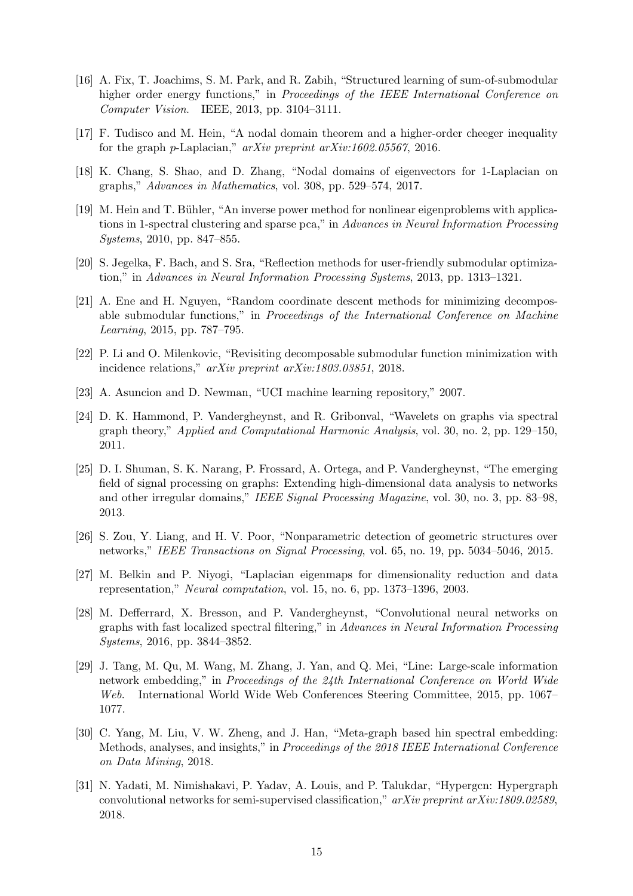[16] A. Fix, T. Joachims, S. M. Park, and R. Zabih, "Structured learning of sum-of-submodular higher order energy functions," in *Proceedings of the IEEE International Conference on Computer Vision*. IEEE, 2013, pp. 3104–3111.

[17] F. Tudisco and M. Hein, "A nodal domain theorem and a higher-order cheeger inequality for the graph $p$-Laplacian," *arXiv preprint arXiv:1602.05567*, 2016.

[18] K. Chang, S. Shao, and D. Zhang, "Nodal domains of eigenvectors for 1-Laplacian on graphs," *Advances in Mathematics*, vol. 308, pp. 529–574, 2017.

[19] M. Hein and T. Bühler, "An inverse power method for nonlinear eigenproblems with applications in 1-spectral clustering and sparse pca," in *Advances in Neural Information Processing Systems*, 2010, pp. 847–855.

[20] S. Jegelka, F. Bach, and S. Sra, "Reflection methods for user-friendly submodular optimization," in *Advances in Neural Information Processing Systems*, 2013, pp. 1313–1321.

[21] A. Ene and H. Nguyen, "Random coordinate descent methods for minimizing decomposable submodular functions," in *Proceedings of the International Conference on Machine Learning*, 2015, pp. 787–795.

[22] P. Li and O. Milenkovic, "Revisiting decomposable submodular function minimization with incidence relations," *arXiv preprint arXiv:1803.03851*, 2018.

[23] A. Asuncion and D. Newman, "UCI machine learning repository," 2007.

[24] D. K. Hammond, P. Vandergheynst, and R. Gribonval, "Wavelets on graphs via spectral graph theory," *Applied and Computational Harmonic Analysis*, vol. 30, no. 2, pp. 129–150, 2011.

[25] D. I. Shuman, S. K. Narang, P. Frossard, A. Ortega, and P. Vandergheynst, "The emerging field of signal processing on graphs: Extending high-dimensional data analysis to networks and other irregular domains," *IEEE Signal Processing Magazine*, vol. 30, no. 3, pp. 83–98, 2013.

[26] S. Zou, Y. Liang, and H. V. Poor, "Nonparametric detection of geometric structures over networks," *IEEE Transactions on Signal Processing*, vol. 65, no. 19, pp. 5034–5046, 2015.

[27] M. Belkin and P. Niyogi, "Laplacian eigenmaps for dimensionality reduction and data representation," *Neural computation*, vol. 15, no. 6, pp. 1373–1396, 2003.

[28] M. Defferrard, X. Bresson, and P. Vandergheynst, "Convolutional neural networks on graphs with fast localized spectral filtering," in *Advances in Neural Information Processing Systems*, 2016, pp. 3844–3852.

[29] J. Tang, M. Qu, M. Wang, M. Zhang, J. Yan, and Q. Mei, "Line: Large-scale information network embedding," in *Proceedings of the 24th International Conference on World Wide Web*. International World Wide Web Conferences Steering Committee, 2015, pp. 1067–1077.

[30] C. Yang, M. Liu, V. W. Zheng, and J. Han, "Meta-graph based hin spectral embedding: Methods, analyses, and insights," in *Proceedings of the 2018 IEEE International Conference on Data Mining*, 2018.

[31] N. Yadati, M. Nimishakavi, P. Yadav, A. Louis, and P. Talukdar, "Hypergcn: Hypergraph convolutional networks for semi-supervised classification," *arXiv preprint arXiv:1809.02589*, 2018.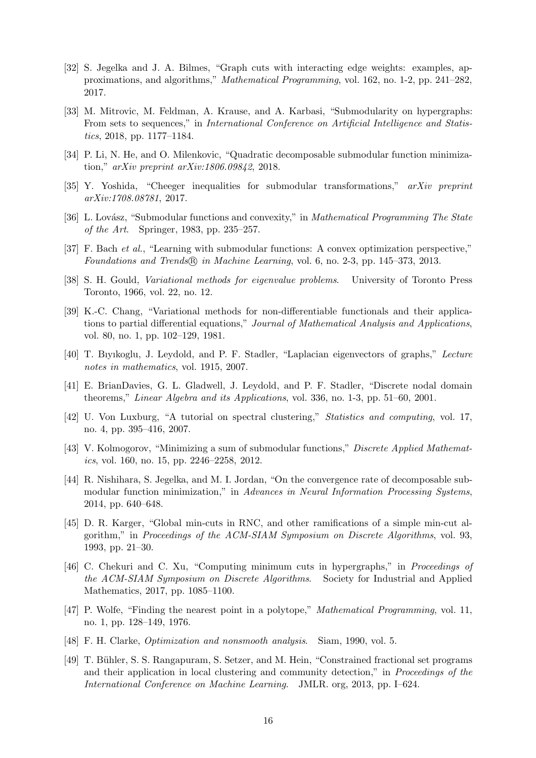[32] S. Jegelka and J. A. Bilmes, "Graph cuts with interacting edge weights: examples, approximations, and algorithms," *Mathematical Programming*, vol. 162, no. 1-2, pp. 241–282, 2017.

[33] M. Mitrovic, M. Feldman, A. Krause, and A. Karbasi, "Submodularity on hypergraphs: From sets to sequences," in *International Conference on Artificial Intelligence and Statistics*, 2018, pp. 1177–1184.

[34] P. Li, N. He, and O. Milenkovic, "Quadratic decomposable submodular function minimization," *arXiv preprint arXiv:1806.09842*, 2018.

[35] Y. Yoshida, "Cheeger inequalities for submodular transformations," *arXiv preprint arXiv:1708.08781*, 2017.

[36] L. Lovász, "Submodular functions and convexity," in *Mathematical Programming The State of the Art*. Springer, 1983, pp. 235–257.

[37] F. Bach *et al.*, "Learning with submodular functions: A convex optimization perspective," *Foundations and Trends® in Machine Learning*, vol. 6, no. 2-3, pp. 145–373, 2013.

[38] S. H. Gould, *Variational methods for eigenvalue problems*. University of Toronto Press Toronto, 1966, vol. 22, no. 12.

[39] K.-C. Chang, "Variational methods for non-differentiable functionals and their applications to partial differential equations," *Journal of Mathematical Analysis and Applications*, vol. 80, no. 1, pp. 102–129, 1981.

[40] T. Bıyıkoglu, J. Leydold, and P. F. Stadler, "Laplacian eigenvectors of graphs," *Lecture notes in mathematics*, vol. 1915, 2007.

[41] E. BrianDavies, G. L. Gladwell, J. Leydold, and P. F. Stadler, "Discrete nodal domain theorems," *Linear Algebra and its Applications*, vol. 336, no. 1-3, pp. 51–60, 2001.

[42] U. Von Luxburg, "A tutorial on spectral clustering," *Statistics and computing*, vol. 17, no. 4, pp. 395–416, 2007.

[43] V. Kolmogorov, "Minimizing a sum of submodular functions," *Discrete Applied Mathematics*, vol. 160, no. 15, pp. 2246–2258, 2012.

[44] R. Nishihara, S. Jegelka, and M. I. Jordan, "On the convergence rate of decomposable submodular function minimization," in *Advances in Neural Information Processing Systems*, 2014, pp. 640–648.

[45] D. R. Karger, "Global min-cuts in RNC, and other ramifications of a simple min-cut algorithm," in *Proceedings of the ACM-SIAM Symposium on Discrete Algorithms*, vol. 93, 1993, pp. 21–30.

[46] C. Chekuri and C. Xu, "Computing minimum cuts in hypergraphs," in *Proceedings of the ACM-SIAM Symposium on Discrete Algorithms*. Society for Industrial and Applied Mathematics, 2017, pp. 1085–1100.

[47] P. Wolfe, "Finding the nearest point in a polytope," *Mathematical Programming*, vol. 11, no. 1, pp. 128–149, 1976.

[48] F. H. Clarke, *Optimization and nonsmooth analysis*. Siam, 1990, vol. 5.

[49] T. Bühler, S. S. Rangapuram, S. Setzer, and M. Hein, "Constrained fractional set programs and their application in local clustering and community detection," in *Proceedings of the International Conference on Machine Learning*. JMLR. org, 2013, pp. I–624.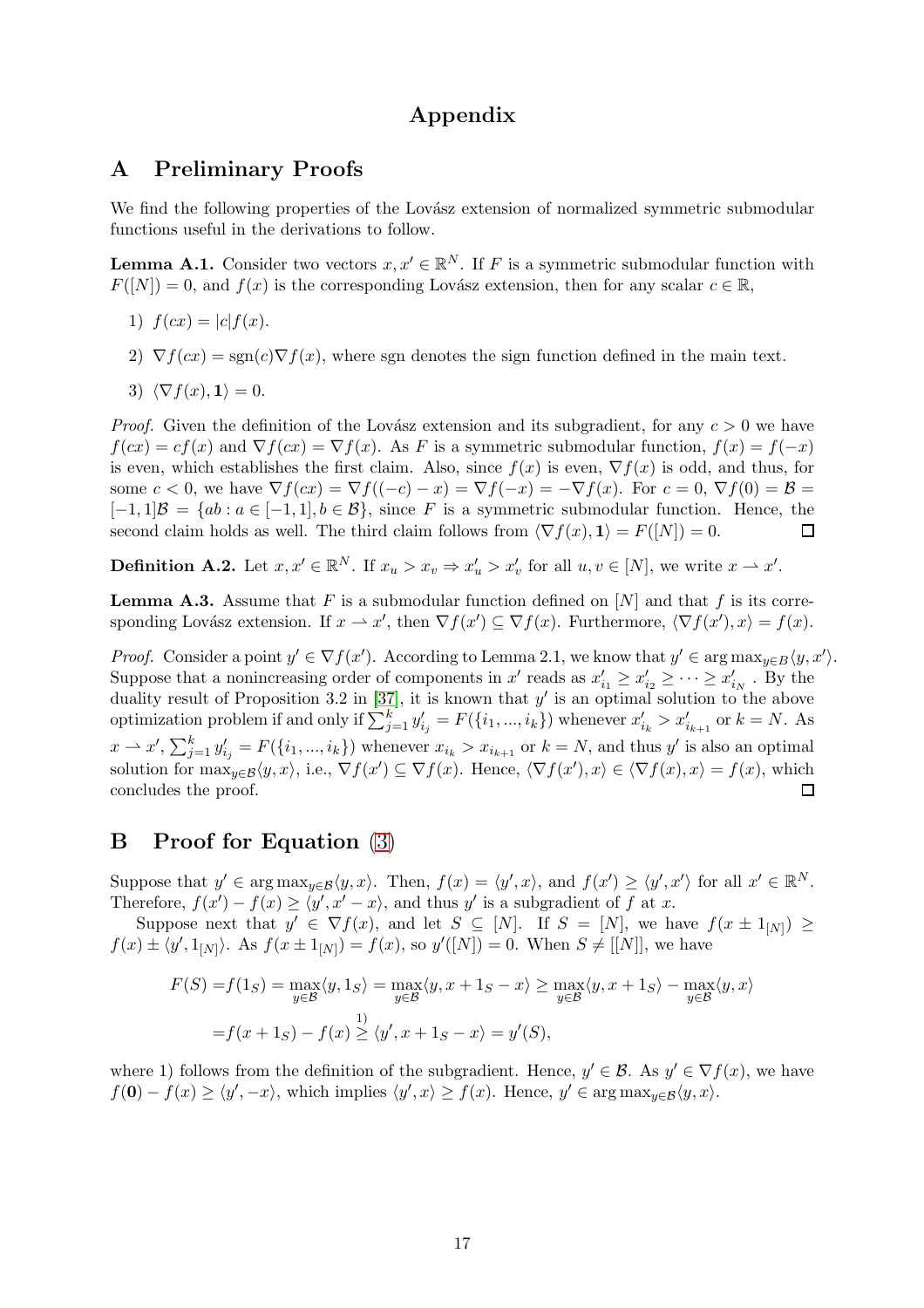# Appendix

## A Preliminary Proofs

We find the following properties of the Lovász extension of normalized symmetric submodular functions useful in the derivations to follow.

**Lemma A.1.** Consider two vectors $x, x' \in \mathbb{R}^N$. If $F$ is a symmetric submodular function with $F([N]) = 0$, and $f(x)$ is the corresponding Lovász extension, then for any scalar $c \in \mathbb{R}$,

1) $f(cx) = |c| f(x)$.

2) $\nabla f(cx) = \text{sgn}(c) \nabla f(x)$, where sgn denotes the sign function defined in the main text.

3) $\langle \nabla f(x), \mathbf{1} \rangle = 0$.

*Proof.* Given the definition of the Lovász extension and its subgradient, for any $c > 0$ we have $f(cx) = cf(x)$ and $\nabla f(cx) = \nabla f(x)$. As $F$ is a symmetric submodular function, $f(x) = f(-x)$ is even, which establishes the first claim. Also, since $f(x)$ is even, $\nabla f(x)$ is odd, and thus, for some $c < 0$, we have $\nabla f(cx) = \nabla f((-c) - x) = \nabla f(-x) = -\nabla f(x)$. For $c = 0$, $\nabla f(0) = \mathcal{B} = [-1, 1]\mathcal{B} = \{ab : a \in [-1, 1], b \in \mathcal{B}\}$, since $F$ is a symmetric submodular function. Hence, the second claim holds as well. The third claim follows from $\langle \nabla f(x), \mathbf{1} \rangle = F([N]) = 0$. ◻

**Definition A.2.** Let $x, x' \in \mathbb{R}^N$. If $x_u > x_v \Rightarrow x'_u > x'_v$ for all $u, v \in [N]$, we write $x \rightharpoonup x'$.

**Lemma A.3.** Assume that $F$ is a submodular function defined on $[N]$ and that $f$ is its corresponding Lovász extension. If $x \rightharpoonup x'$, then $\nabla f(x') \subseteq \nabla f(x)$. Furthermore, $\langle \nabla f(x'), x \rangle = f(x)$.

*Proof.* Consider a point $y' \in \nabla f(x')$. According to Lemma 2.1, we know that $y' \in \arg\max_{y \in B} \langle y, x' \rangle$. Suppose that a nonincreasing order of components in $x'$ reads as $x'_{i_1} \geq x'_{i_2} \geq \cdots \geq x'_{i_N}$. By the duality result of Proposition 3.2 in [37], it is known that $y'$ is an optimal solution to the above optimization problem if and only if $\sum_{j=1}^{k} y'_{i_j} = F(\{i_1, ..., i_k\})$ whenever $x'_{i_k} > x'_{i_{k+1}}$ or $k = N$. As $x \rightharpoonup x'$, $\sum_{j=1}^{k} y'_{i_j} = F(\{i_1, ..., i_k\})$ whenever $x_{i_k} > x_{i_{k+1}}$ or $k = N$, and thus $y'$ is also an optimal solution for $\max_{y \in \mathcal{B}} \langle y, x \rangle$, i.e., $\nabla f(x') \subseteq \nabla f(x)$. Hence, $\langle \nabla f(x'), x \rangle \in \langle \nabla f(x), x \rangle = f(x)$, which concludes the proof. ◻

## B Proof for Equation (3)

Suppose that $y' \in \arg\max_{y \in \mathcal{B}} \langle y, x \rangle$. Then, $f(x) = \langle y', x \rangle$, and $f(x') \geq \langle y', x' \rangle$ for all $x' \in \mathbb{R}^N$. Therefore, $f(x') - f(x) \geq \langle y', x' - x \rangle$, and thus $y'$ is a subgradient of $f$ at $x$.

Suppose next that $y' \in \nabla f(x)$, and let $S \subseteq [N]$. If $S = [N]$, we have $f(x \pm 1_{[N]}) \geq f(x) \pm \langle y', 1_{[N]} \rangle$. As $f(x \pm 1_{[N]}) = f(x)$, so $y'([N]) = 0$. When $S \neq [[N]]$, we have

$$
\begin{aligned}
F(S) =& f(1_S) = \max_{y \in \mathcal{B}} \langle y, 1_S \rangle = \max_{y \in \mathcal{B}} \langle y, x + 1_S - x \rangle \geq \max_{y \in \mathcal{B}} \langle y, x + 1_S \rangle - \max_{y \in \mathcal{B}} \langle y, x \rangle \\
=& f(x + 1_S) - f(x) \overset{1)}{\geq} \langle y', x + 1_S - x \rangle = y'(S),
\end{aligned}
$$

where 1) follows from the definition of the subgradient. Hence, $y' \in \mathcal{B}$. As $y' \in \nabla f(x)$, we have $f(\mathbf{0}) - f(x) \geq \langle y', -x \rangle$, which implies $\langle y', x \rangle \geq f(x)$. Hence, $y' \in \arg\max_{y \in \mathcal{B}} \langle y, x \rangle$.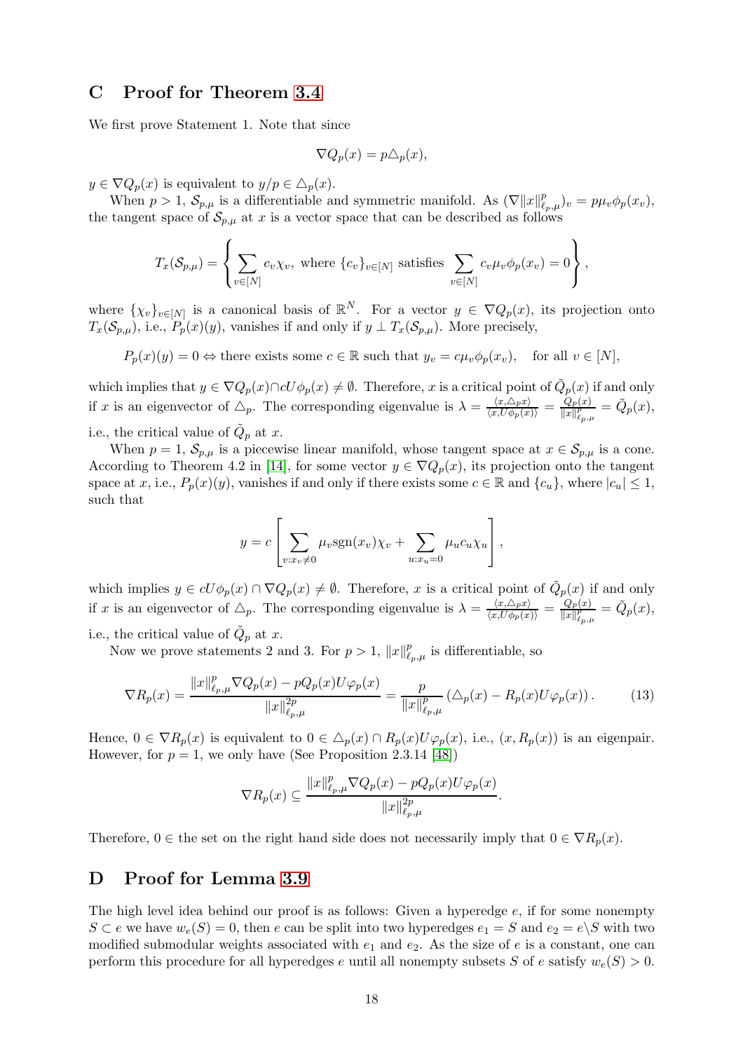## C Proof for Theorem 3.4

We first prove Statement 1. Note that since

$$\nabla Q_p(x) = p\triangle_p(x),$$

$y \in \nabla Q_p(x)$ is equivalent to $y/p \in \triangle_p(x)$.

When $p > 1$, $\mathcal{S}_{p,\mu}$ is a differentiable and symmetric manifold. As $(\nabla \|x\|_{\ell_{p,\mu}}^p)_v = p\mu_v \phi_p(x_v)$, the tangent space of $\mathcal{S}_{p,\mu}$ at $x$ is a vector space that can be described as follows

$$T_x(\mathcal{S}_{p,\mu}) = \left\{ \sum_{v \in [N]} c_v \chi_v, \text{ where } \{c_v\}_{v\in[N]} \text{ satisfies } \sum_{v\in[N]} c_v \mu_v \phi_p(x_v) = 0 \right\},$$

where $\{\chi_v\}_{v\in[N]}$ is a canonical basis of $\mathbb{R}^N$. For a vector $y \in \nabla Q_p(x)$, its projection onto $T_x(\mathcal{S}_{p,\mu})$, i.e., $P_p(x)(y)$, vanishes if and only if $y \perp T_x(\mathcal{S}_{p,\mu})$. More precisely,

$$P_p(x)(y) = 0 \Leftrightarrow \text{there exists some } c \in \mathbb{R} \text{ such that } y_v = c\mu_v \phi_p(x_v), \quad \text{for all } v \in [N],$$

which implies that $y \in \nabla Q_p(x) \cap cU\phi_p(x) \neq \emptyset$. Therefore, $x$ is a critical point of $\tilde{Q}_p(x)$ if and only if $x$ is an eigenvector of $\triangle_p$. The corresponding eigenvalue is $\lambda = \frac{\langle x, \triangle_p x\rangle}{\langle x, U\phi_p(x)\rangle} = \frac{Q_p(x)}{\|x\|_{\ell_{p,\mu}}^p} = \tilde{Q}_p(x)$, i.e., the critical value of $\tilde{Q}_p$ at $x$.

When $p = 1$, $\mathcal{S}_{p,\mu}$ is a piecewise linear manifold, whose tangent space at $x \in \mathcal{S}_{p,\mu}$ is a cone. According to Theorem 4.2 in [14], for some vector $y \in \nabla Q_p(x)$, its projection onto the tangent space at $x$, i.e., $P_p(x)(y)$, vanishes if and only if there exists some $c \in \mathbb{R}$ and $\{c_u\}$, where $|c_u| \leq 1$, such that

$$y = c\left[\sum_{v: x_v \neq 0} \mu_v \text{sgn}(x_v)\chi_v + \sum_{u: x_u = 0} \mu_u c_u \chi_u\right],$$

which implies $y \in cU\phi_p(x) \cap \nabla Q_p(x) \neq \emptyset$. Therefore, $x$ is a critical point of $\tilde{Q}_p(x)$ if and only if $x$ is an eigenvector of $\triangle_p$. The corresponding eigenvalue is $\lambda = \frac{\langle x, \triangle_p x\rangle}{\langle x, U\phi_p(x)\rangle} = \frac{Q_p(x)}{\|x\|_{\ell_{p,\mu}}^p} = \tilde{Q}_p(x)$, i.e., the critical value of $\tilde{Q}_p$ at $x$.

Now we prove statements 2 and 3. For $p > 1$, $\|x\|_{\ell_{p,\mu}}^p$ is differentiable, so

$$\nabla R_p(x) = \frac{\|x\|_{\ell_{p,\mu}}^p \nabla Q_p(x) - pQ_p(x)U\varphi_p(x)}{\|x\|_{\ell_{p,\mu}}^{2p}} = \frac{p}{\|x\|_{\ell_{p,\mu}}^p}\left(\triangle_p(x) - R_p(x)U\varphi_p(x)\right). \tag{13}$$

Hence, $0 \in \nabla R_p(x)$ is equivalent to $0 \in \triangle_p(x) \cap R_p(x)U\varphi_p(x)$, i.e., $(x, R_p(x))$ is an eigenpair. However, for $p = 1$, we only have (See Proposition 2.3.14 [48])

$$\nabla R_p(x) \subseteq \frac{\|x\|_{\ell_{p,\mu}}^p \nabla Q_p(x) - pQ_p(x)U\varphi_p(x)}{\|x\|_{\ell_{p,\mu}}^{2p}}.$$

Therefore, $0 \in$ the set on the right hand side does not necessarily imply that $0 \in \nabla R_p(x)$.

## D Proof for Lemma 3.9

The high level idea behind our proof is as follows: Given a hyperedge $e$, if for some nonempty $S \subset e$ we have $w_e(S) = 0$, then $e$ can be split into two hyperedges $e_1 = S$ and $e_2 = e \backslash S$ with two modified submodular weights associated with $e_1$ and $e_2$. As the size of $e$ is a constant, one can perform this procedure for all hyperedges $e$ until all nonempty subsets $S$ of $e$ satisfy $w_e(S) > 0$.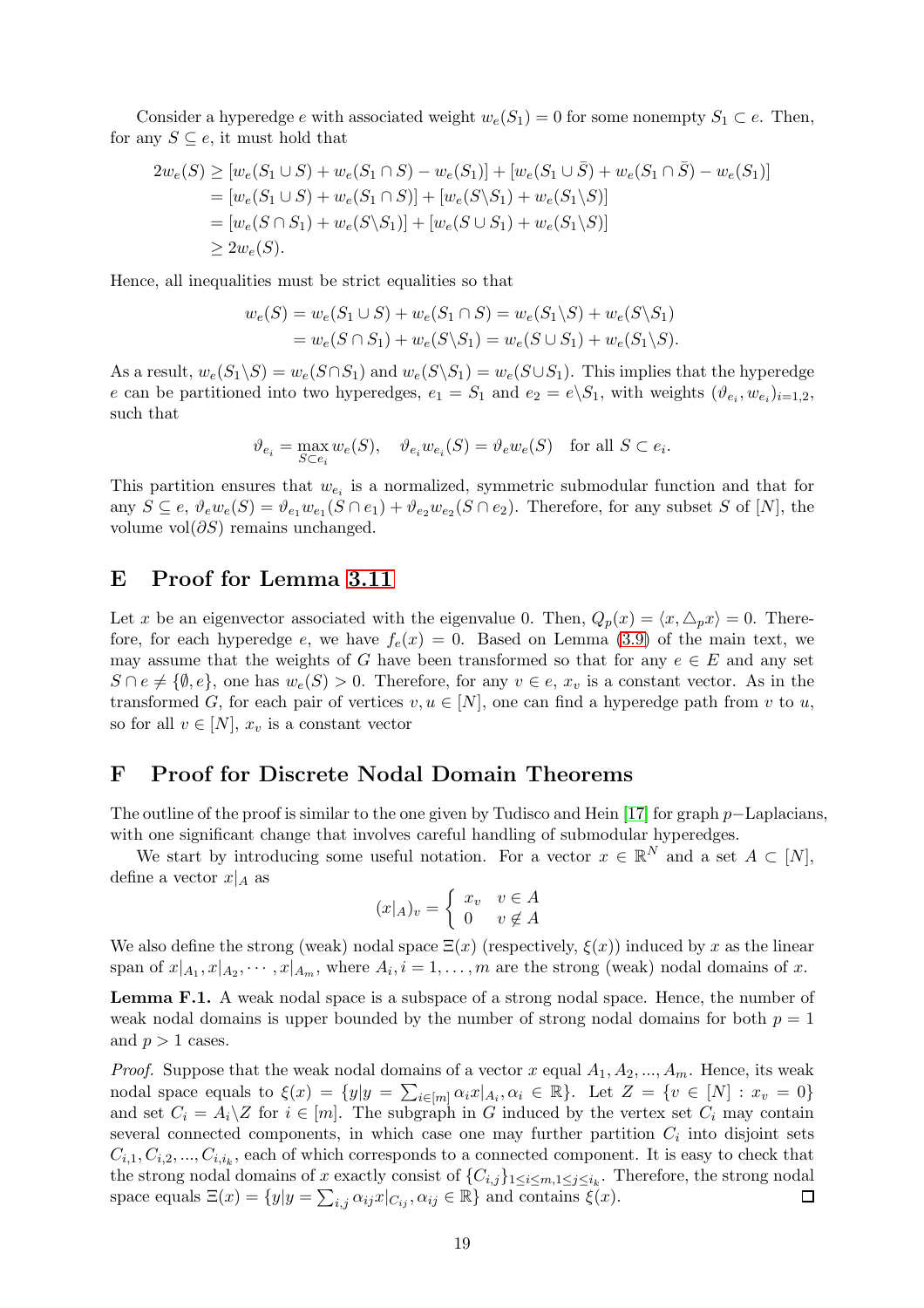Consider a hyperedge $e$ with associated weight $w_e(S_1) = 0$ for some nonempty $S_1 \subset e$. Then, for any $S \subseteq e$, it must hold that

$$
\begin{aligned}
2w_e(S) &\geq [w_e(S_1 \cup S) + w_e(S_1 \cap S) - w_e(S_1)] + [w_e(S_1 \cup \bar{S}) + w_e(S_1 \cap \bar{S}) - w_e(S_1)] \\
&= [w_e(S_1 \cup S) + w_e(S_1 \cap S)] + [w_e(S \backslash S_1) + w_e(S_1 \backslash S)] \\
&= [w_e(S \cap S_1) + w_e(S \backslash S_1)] + [w_e(S \cup S_1) + w_e(S_1 \backslash S)] \\
&\geq 2w_e(S).
\end{aligned}
$$

Hence, all inequalities must be strict equalities so that

$$
\begin{aligned}
w_e(S) &= w_e(S_1 \cup S) + w_e(S_1 \cap S) = w_e(S_1 \backslash S) + w_e(S \backslash S_1) \\
&= w_e(S \cap S_1) + w_e(S \backslash S_1) = w_e(S \cup S_1) + w_e(S_1 \backslash S).
\end{aligned}
$$

As a result, $w_e(S_1 \backslash S) = w_e(S \cap S_1)$ and $w_e(S \backslash S_1) = w_e(S \cup S_1)$. This implies that the hyperedge $e$ can be partitioned into two hyperedges, $e_1 = S_1$ and $e_2 = e \backslash S_1$, with weights $(\vartheta_{e_i}, w_{e_i})_{i=1,2}$, such that

$$
\vartheta_{e_i} = \max_{S \subset e_i} w_e(S), \quad \vartheta_{e_i} w_{e_i}(S) = \vartheta_e w_e(S) \quad \text{for all } S \subset e_i.
$$

This partition ensures that $w_{e_i}$ is a normalized, symmetric submodular function and that for any $S \subseteq e$, $\vartheta_e w_e(S) = \vartheta_{e_1} w_{e_1}(S \cap e_1) + \vartheta_{e_2} w_{e_2}(S \cap e_2)$. Therefore, for any subset $S$ of $[N]$, the volume $\text{vol}(\partial S)$ remains unchanged.

# E Proof for Lemma 3.11

Let $x$ be an eigenvector associated with the eigenvalue 0. Then, $Q_p(x) = \langle x, \triangle_p x \rangle = 0$. Therefore, for each hyperedge $e$, we have $f_e(x) = 0$. Based on Lemma (3.9) of the main text, we may assume that the weights of $G$ have been transformed so that for any $e \in E$ and any set $S \cap e \neq \{\emptyset, e\}$, one has $w_e(S) > 0$. Therefore, for any $v \in e$, $x_v$ is a constant vector. As in the transformed $G$, for each pair of vertices $v, u \in [N]$, one can find a hyperedge path from $v$ to $u$, so for all $v \in [N]$, $x_v$ is a constant vector

# F Proof for Discrete Nodal Domain Theorems

The outline of the proof is similar to the one given by Tudisco and Hein [17] for graph $p-$Laplacians, with one significant change that involves careful handling of submodular hyperedges.

We start by introducing some useful notation. For a vector $x \in \mathbb{R}^N$ and a set $A \subset [N]$, define a vector $x|_A$ as

$$
(x|_A)_v = \begin{cases} x_v & v \in A \\ 0 & v \notin A \end{cases}
$$

We also define the strong (weak) nodal space $\Xi(x)$ (respectively, $\xi(x)$) induced by $x$ as the linear span of $x|_{A_1}, x|_{A_2}, \cdots, x|_{A_m}$, where $A_i, i = 1, \ldots, m$ are the strong (weak) nodal domains of $x$.

**Lemma F.1.** A weak nodal space is a subspace of a strong nodal space. Hence, the number of weak nodal domains is upper bounded by the number of strong nodal domains for both $p = 1$ and $p > 1$ cases.

*Proof.* Suppose that the weak nodal domains of a vector $x$ equal $A_1, A_2, ..., A_m$. Hence, its weak nodal space equals to $\xi(x) = \{y | y = \sum_{i \in [m]} \alpha_i x|_{A_i}, \alpha_i \in \mathbb{R}\}$. Let $Z = \{v \in [N] : x_v = 0\}$ and set $C_i = A_i \backslash Z$ for $i \in [m]$. The subgraph in $G$ induced by the vertex set $C_i$ may contain several connected components, in which case one may further partition $C_i$ into disjoint sets $C_{i,1}, C_{i,2}, ..., C_{i,i_k}$, each of which corresponds to a connected component. It is easy to check that the strong nodal domains of $x$ exactly consist of $\{C_{i,j}\}_{1 \leq i \leq m, 1 \leq j \leq i_k}$. Therefore, the strong nodal space equals $\Xi(x) = \{y | y = \sum_{i,j} \alpha_{ij} x|_{C_{ij}}, \alpha_{ij} \in \mathbb{R}\}$ and contains $\xi(x)$. ∎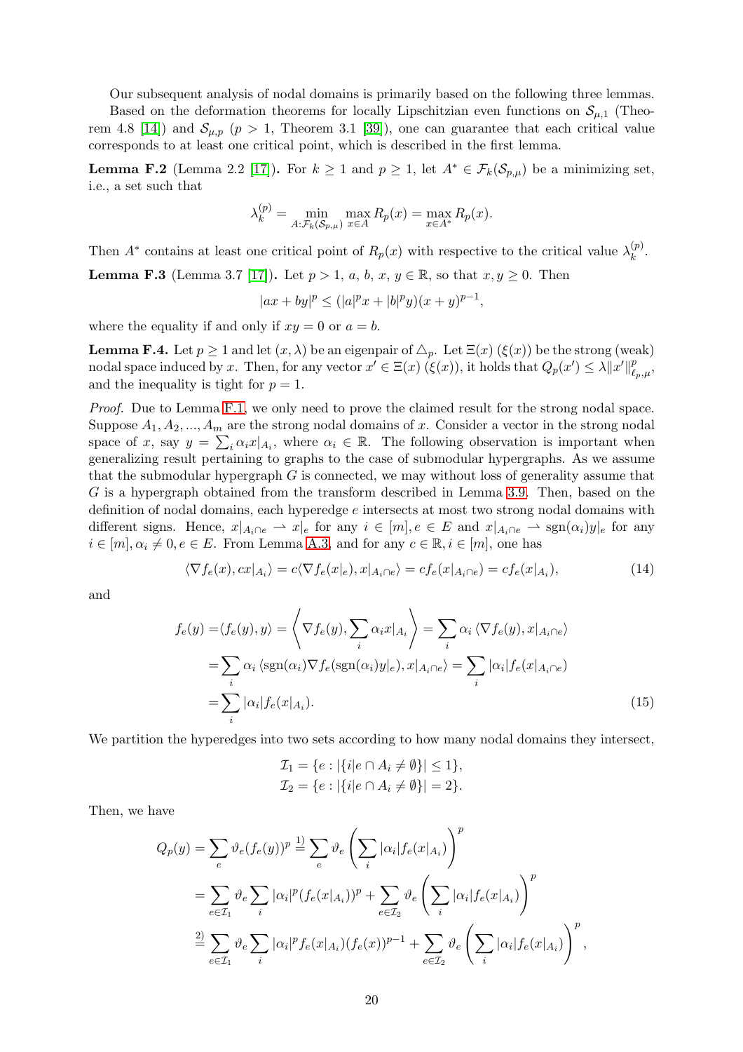Our subsequent analysis of nodal domains is primarily based on the following three lemmas.

Based on the deformation theorems for locally Lipschitzian even functions on $\mathcal{S}_{\mu,1}$ (Theorem 4.8 [14]) and $\mathcal{S}_{\mu,p}$ ($p > 1$, Theorem 3.1 [39]), one can guarantee that each critical value corresponds to at least one critical point, which is described in the first lemma.

**Lemma F.2** (Lemma 2.2 [17])**.** For $k \geq 1$ and $p \geq 1$, let $A^* \in \mathcal{F}_k(\mathcal{S}_{p,\mu})$ be a minimizing set, i.e., a set such that

$$\lambda_k^{(p)} = \min_{A:\mathcal{F}_k(\mathcal{S}_{p,\mu})} \max_{x\in A} R_p(x) = \max_{x\in A^*} R_p(x).$$

Then $A^*$ contains at least one critical point of $R_p(x)$ with respective to the critical value $\lambda_k^{(p)}$.

**Lemma F.3** (Lemma 3.7 [17])**.** Let $p > 1$, $a$, $b$, $x$, $y \in \mathbb{R}$, so that $x, y \geq 0$. Then

$$|ax + by|^p \leq (|a|^p x + |b|^p y)(x + y)^{p-1},$$

where the equality if and only if $xy = 0$ or $a = b$.

**Lemma F.4.** *Let $p \geq 1$ and let $(x, \lambda)$ be an eigenpair of $\triangle_p$. Let $\Xi(x)$ ($\xi(x)$) be the strong (weak) nodal space induced by $x$. Then, for any vector $x' \in \Xi(x)$ ($\xi(x)$), it holds that $Q_p(x') \leq \lambda \|x'\|^p_{\ell_p,\mu}$, and the inequality is tight for $p = 1$.*

*Proof.* Due to Lemma F.1, we only need to prove the claimed result for the strong nodal space. Suppose $A_1, A_2, ..., A_m$ are the strong nodal domains of $x$. Consider a vector in the strong nodal space of $x$, say $y = \sum_i \alpha_i x|_{A_i}$, where $\alpha_i \in \mathbb{R}$. The following observation is important when generalizing result pertaining to graphs to the case of submodular hypergraphs. As we assume that the submodular hypergraph $G$ is connected, we may without loss of generality assume that $G$ is a hypergraph obtained from the transform described in Lemma 3.9. Then, based on the definition of nodal domains, each hyperedge $e$ intersects at most two strong nodal domains with different signs. Hence, $x|_{A_i\cap e} \rightharpoonup x|_e$ for any $i \in [m], e \in E$ and $x|_{A_i\cap e} \rightharpoonup \text{sgn}(\alpha_i)y|_e$ for any $i \in [m], \alpha_i \neq 0, e \in E$. From Lemma A.3, and for any $c \in \mathbb{R}, i \in [m]$, one has

$$\langle \nabla f_e(x), cx|_{A_i}\rangle = c\langle \nabla f_e(x|_e), x|_{A_i\cap e}\rangle = cf_e(x|_{A_i\cap e}) = cf_e(x|_{A_i}), \tag{14}$$

and

$$\begin{aligned} f_e(y) =& \langle f_e(y), y\rangle = \left\langle \nabla f_e(y), \sum_i \alpha_i x|_{A_i} \right\rangle = \sum_i \alpha_i \left\langle \nabla f_e(y), x|_{A_i\cap e}\right\rangle \\ =& \sum_i \alpha_i \left\langle \text{sgn}(\alpha_i)\nabla f_e(\text{sgn}(\alpha_i)y|_e), x|_{A_i\cap e}\right\rangle = \sum_i |\alpha_i| f_e(x|_{A_i\cap e}) \\ =& \sum_i |\alpha_i| f_e(x|_{A_i}). \end{aligned} \tag{15}$$

We partition the hyperedges into two sets according to how many nodal domains they intersect,

$$\mathcal{I}_1 = \{e : |\{i|e \cap A_i \neq \emptyset\}| \leq 1\},$$
$$\mathcal{I}_2 = \{e : |\{i|e \cap A_i \neq \emptyset\}| = 2\}.$$

Then, we have

$$\begin{aligned} Q_p(y) =& \sum_e \vartheta_e (f_e(y))^p \stackrel{1)}{=} \sum_e \vartheta_e \left(\sum_i |\alpha_i| f_e(x|_{A_i})\right)^p \\ =& \sum_{e\in\mathcal{I}_1} \vartheta_e \sum_i |\alpha_i|^p (f_e(x|_{A_i}))^p + \sum_{e\in\mathcal{I}_2} \vartheta_e \left(\sum_i |\alpha_i| f_e(x|_{A_i})\right)^p \\ \stackrel{2)}{=}& \sum_{e\in\mathcal{I}_1} \vartheta_e \sum_i |\alpha_i|^p f_e(x|_{A_i})(f_e(x))^{p-1} + \sum_{e\in\mathcal{I}_2} \vartheta_e \left(\sum_i |\alpha_i| f_e(x|_{A_i})\right)^p, \end{aligned}$$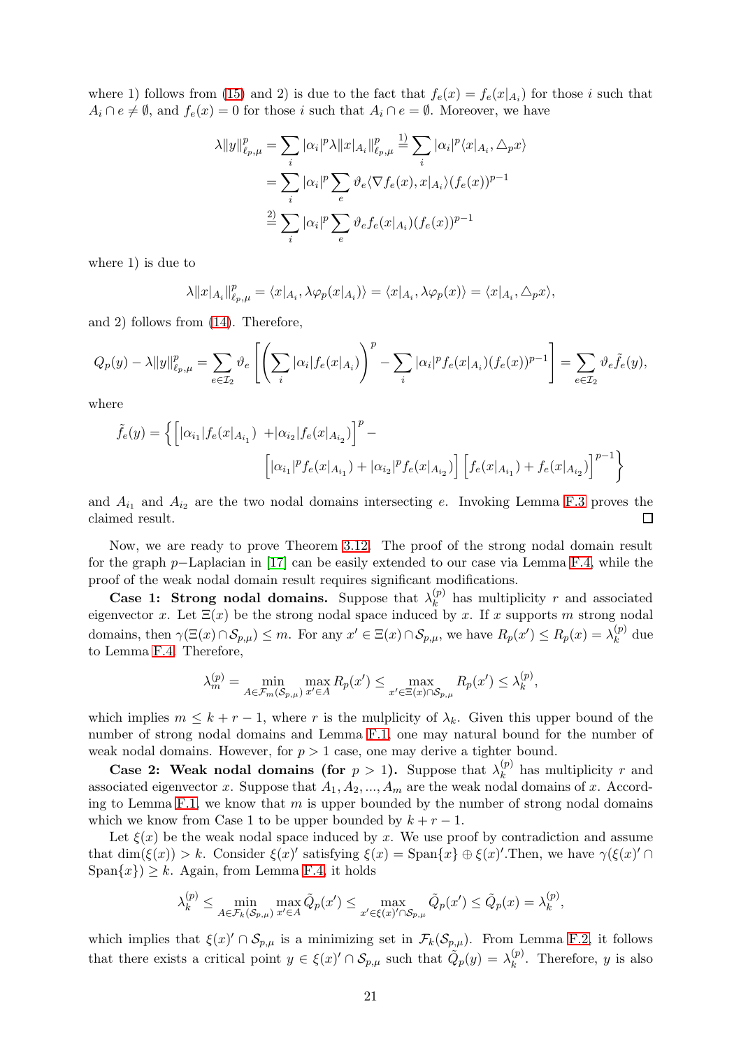where 1) follows from (15) and 2) is due to the fact that $f_e(x) = f_e(x|_{A_i})$ for those $i$ such that $A_i \cap e \neq \emptyset$, and $f_e(x) = 0$ for those $i$ such that $A_i \cap e = \emptyset$. Moreover, we have

$$\begin{aligned}
\lambda \|y\|_{\ell_p,\mu}^p &= \sum_i |\alpha_i|^p \lambda \|x|_{A_i}\|_{\ell_p,\mu}^p \overset{1)}{=} \sum_i |\alpha_i|^p \langle x|_{A_i}, \triangle_p x\rangle \\
&= \sum_i |\alpha_i|^p \sum_e \vartheta_e \langle \nabla f_e(x), x|_{A_i}\rangle (f_e(x))^{p-1} \\
&\overset{2)}{=} \sum_i |\alpha_i|^p \sum_e \vartheta_e f_e(x|_{A_i})(f_e(x))^{p-1}
\end{aligned}$$

where 1) is due to

$$\lambda \|x|_{A_i}\|_{\ell_p,\mu}^p = \langle x|_{A_i}, \lambda \varphi_p(x|_{A_i})\rangle = \langle x|_{A_i}, \lambda \varphi_p(x)\rangle = \langle x|_{A_i}, \triangle_p x\rangle,$$

and 2) follows from (14). Therefore,

$$Q_p(y) - \lambda \|y\|_{\ell_p,\mu}^p = \sum_{e\in\mathcal{I}_2} \vartheta_e \left[\left(\sum_i |\alpha_i| f_e(x|_{A_i})\right)^p - \sum_i |\alpha_i|^p f_e(x|_{A_i})(f_e(x))^{p-1}\right] = \sum_{e\in\mathcal{I}_2} \vartheta_e \tilde{f}_e(y),$$

where

$$\tilde{f}_e(y) = \Big\{\Big[|\alpha_{i_1}| f_e(x|_{A_{i_1}}) + |\alpha_{i_2}| f_e(x|_{A_{i_2}})\Big]^p - \Big[|\alpha_{i_1}|^p f_e(x|_{A_{i_1}}) + |\alpha_{i_2}|^p f_e(x|_{A_{i_2}})\Big]\Big[f_e(x|_{A_{i_1}}) + f_e(x|_{A_{i_2}})\Big]^{p-1}\Big\}$$

and $A_{i_1}$ and $A_{i_2}$ are the two nodal domains intersecting $e$. Invoking Lemma F.3 proves the claimed result. □

Now, we are ready to prove Theorem 3.12. The proof of the strong nodal domain result for the graph $p-$Laplacian in [17] can be easily extended to our case via Lemma F.4, while the proof of the weak nodal domain result requires significant modifications.

**Case 1: Strong nodal domains.** Suppose that $\lambda_k^{(p)}$ has multiplicity $r$ and associated eigenvector $x$. Let $\Xi(x)$ be the strong nodal space induced by $x$. If $x$ supports $m$ strong nodal domains, then $\gamma(\Xi(x) \cap \mathcal{S}_{p,\mu}) \leq m$. For any $x' \in \Xi(x) \cap \mathcal{S}_{p,\mu}$, we have $R_p(x') \leq R_p(x) = \lambda_k^{(p)}$ due to Lemma F.4. Therefore,

$$\lambda_m^{(p)} = \min_{A\in\mathcal{F}_m(\mathcal{S}_{p,\mu})} \max_{x'\in A} R_p(x') \leq \max_{x'\in\Xi(x)\cap\mathcal{S}_{p,\mu}} R_p(x') \leq \lambda_k^{(p)},$$

which implies $m \leq k + r - 1$, where $r$ is the mulplicity of $\lambda_k$. Given this upper bound of the number of strong nodal domains and Lemma F.1, one may natural bound for the number of weak nodal domains. However, for $p > 1$ case, one may derive a tighter bound.

**Case 2: Weak nodal domains (for $p > 1$).** Suppose that $\lambda_k^{(p)}$ has multiplicity $r$ and associated eigenvector $x$. Suppose that $A_1, A_2, ..., A_m$ are the weak nodal domains of $x$. According to Lemma F.1, we know that $m$ is upper bounded by the number of strong nodal domains which we know from Case 1 to be upper bounded by $k + r - 1$.

Let $\xi(x)$ be the weak nodal space induced by $x$. We use proof by contradiction and assume that $\dim(\xi(x)) > k$. Consider $\xi(x)'$ satisfying $\xi(x) = \text{Span}\{x\} \oplus \xi(x)'$.Then, we have $\gamma(\xi(x)' \cap \text{Span}\{x\}) \geq k$. Again, from Lemma F.4, it holds

$$\lambda_k^{(p)} \leq \min_{A\in\mathcal{F}_k(\mathcal{S}_{p,\mu})} \max_{x'\in A} \tilde{Q}_p(x') \leq \max_{x'\in\xi(x)'\cap\mathcal{S}_{p,\mu}} \tilde{Q}_p(x') \leq \tilde{Q}_p(x) = \lambda_k^{(p)},$$

which implies that $\xi(x)' \cap \mathcal{S}_{p,\mu}$ is a minimizing set in $\mathcal{F}_k(\mathcal{S}_{p,\mu})$. From Lemma F.2, it follows that there exists a critical point $y \in \xi(x)' \cap \mathcal{S}_{p,\mu}$ such that $\tilde{Q}_p(y) = \lambda_k^{(p)}$. Therefore, $y$ is also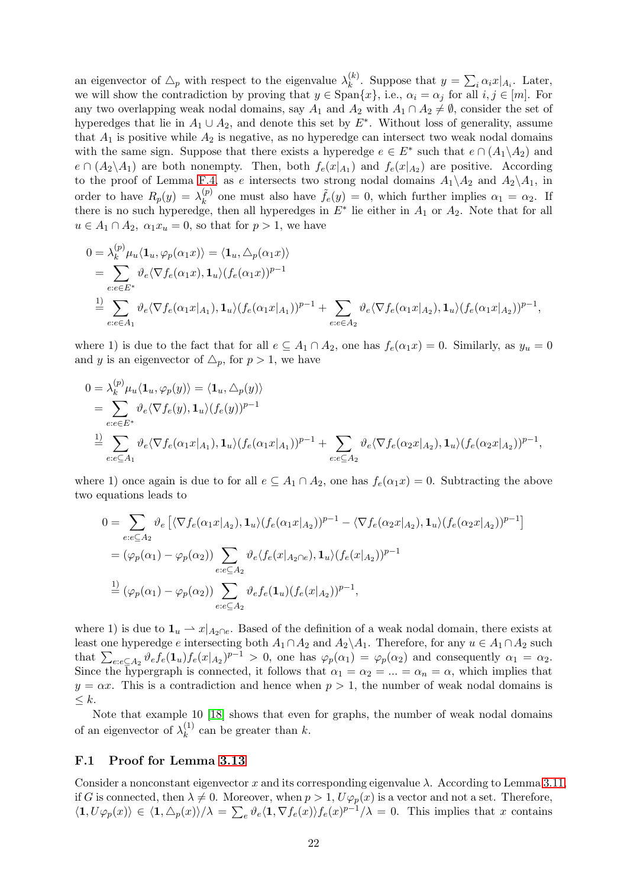an eigenvector of $\triangle_p$ with respect to the eigenvalue $\lambda_k^{(k)}$. Suppose that $y = \sum_i \alpha_i x|_{A_i}$. Later, we will show the contradiction by proving that $y \in \text{Span}\{x\}$, i.e., $\alpha_i = \alpha_j$ for all $i, j \in [m]$. For any two overlapping weak nodal domains, say $A_1$ and $A_2$ with $A_1 \cap A_2 \neq \emptyset$, consider the set of hyperedges that lie in $A_1 \cup A_2$, and denote this set by $E^*$. Without loss of generality, assume that $A_1$ is positive while $A_2$ is negative, as no hyperedge can intersect two weak nodal domains with the same sign. Suppose that there exists a hyperedge $e \in E^*$ such that $e \cap (A_1 \backslash A_2)$ and $e \cap (A_2 \backslash A_1)$ are both nonempty. Then, both $f_e(x|_{A_1})$ and $f_e(x|_{A_2})$ are positive. According to the proof of Lemma F.4, as $e$ intersects two strong nodal domains $A_1 \backslash A_2$ and $A_2 \backslash A_1$, in order to have $R_p(y) = \lambda_k^{(p)}$ one must also have $\tilde{f}_e(y) = 0$, which further implies $\alpha_1 = \alpha_2$. If there is no such hyperedge, then all hyperedges in $E^*$ lie either in $A_1$ or $A_2$. Note that for all $u \in A_1 \cap A_2$, $\alpha_1 x_u = 0$, so that for $p > 1$, we have

$$
\begin{aligned}
0 &= \lambda_k^{(p)} \mu_u \langle \mathbf{1}_u, \varphi_p(\alpha_1 x) \rangle = \langle \mathbf{1}_u, \triangle_p(\alpha_1 x) \rangle \\
&= \sum_{e: e \in E^*} \vartheta_e \langle \nabla f_e(\alpha_1 x), \mathbf{1}_u \rangle (f_e(\alpha_1 x))^{p-1} \\
&\overset{1)}{=} \sum_{e: e \in A_1} \vartheta_e \langle \nabla f_e(\alpha_1 x|_{A_1}), \mathbf{1}_u \rangle (f_e(\alpha_1 x|_{A_1}))^{p-1} + \sum_{e: e \in A_2} \vartheta_e \langle \nabla f_e(\alpha_1 x|_{A_2}), \mathbf{1}_u \rangle (f_e(\alpha_1 x|_{A_2}))^{p-1},
\end{aligned}
$$

where 1) is due to the fact that for all $e \subseteq A_1 \cap A_2$, one has $f_e(\alpha_1 x) = 0$. Similarly, as $y_u = 0$ and $y$ is an eigenvector of $\triangle_p$, for $p > 1$, we have

$$
\begin{aligned}
0 &= \lambda_k^{(p)} \mu_u \langle \mathbf{1}_u, \varphi_p(y) \rangle = \langle \mathbf{1}_u, \triangle_p(y) \rangle \\
&= \sum_{e: e \in E^*} \vartheta_e \langle \nabla f_e(y), \mathbf{1}_u \rangle (f_e(y))^{p-1} \\
&\overset{1)}{=} \sum_{e: e \subseteq A_1} \vartheta_e \langle \nabla f_e(\alpha_1 x|_{A_1}), \mathbf{1}_u \rangle (f_e(\alpha_1 x|_{A_1}))^{p-1} + \sum_{e: e \subseteq A_2} \vartheta_e \langle \nabla f_e(\alpha_2 x|_{A_2}), \mathbf{1}_u \rangle (f_e(\alpha_2 x|_{A_2}))^{p-1},
\end{aligned}
$$

where 1) once again is due to for all $e \subseteq A_1 \cap A_2$, one has $f_e(\alpha_1 x) = 0$. Subtracting the above two equations leads to

$$
\begin{aligned}
0 &= \sum_{e: e \subseteq A_2} \vartheta_e \left[ \langle \nabla f_e(\alpha_1 x|_{A_2}), \mathbf{1}_u \rangle (f_e(\alpha_1 x|_{A_2}))^{p-1} - \langle \nabla f_e(\alpha_2 x|_{A_2}), \mathbf{1}_u \rangle (f_e(\alpha_2 x|_{A_2}))^{p-1} \right] \\
&= (\varphi_p(\alpha_1) - \varphi_p(\alpha_2)) \sum_{e: e \subseteq A_2} \vartheta_e \langle f_e(x|_{A_2 \cap e}), \mathbf{1}_u \rangle (f_e(x|_{A_2}))^{p-1} \\
&\overset{1)}{=} (\varphi_p(\alpha_1) - \varphi_p(\alpha_2)) \sum_{e: e \subseteq A_2} \vartheta_e f_e(\mathbf{1}_u) (f_e(x|_{A_2}))^{p-1},
\end{aligned}
$$

where 1) is due to $\mathbf{1}_u \rightharpoonup x|_{A_2 \cap e}$. Based of the definition of a weak nodal domain, there exists at least one hyperedge $e$ intersecting both $A_1 \cap A_2$ and $A_2 \backslash A_1$. Therefore, for any $u \in A_1 \cap A_2$ such that $\sum_{e: e \subseteq A_2} \vartheta_e f_e(\mathbf{1}_u) f_e(x|_{A_2})^{p-1} > 0$, one has $\varphi_p(\alpha_1) = \varphi_p(\alpha_2)$ and consequently $\alpha_1 = \alpha_2$. Since the hypergraph is connected, it follows that $\alpha_1 = \alpha_2 = ... = \alpha_n = \alpha$, which implies that $y = \alpha x$. This is a contradiction and hence when $p > 1$, the number of weak nodal domains is $\leq k$.

Note that example 10 [18] shows that even for graphs, the number of weak nodal domains of an eigenvector of $\lambda_k^{(1)}$ can be greater than $k$.

### F.1 Proof for Lemma 3.13

Consider a nonconstant eigenvector $x$ and its corresponding eigenvalue $\lambda$. According to Lemma 3.11, if $G$ is connected, then $\lambda \neq 0$. Moreover, when $p > 1$, $U\varphi_p(x)$ is a vector and not a set. Therefore, $\langle \mathbf{1}, U\varphi_p(x) \rangle \in \langle \mathbf{1}, \triangle_p(x) \rangle / \lambda = \sum_e \vartheta_e \langle \mathbf{1}, \nabla f_e(x) \rangle f_e(x)^{p-1} / \lambda = 0$. This implies that $x$ contains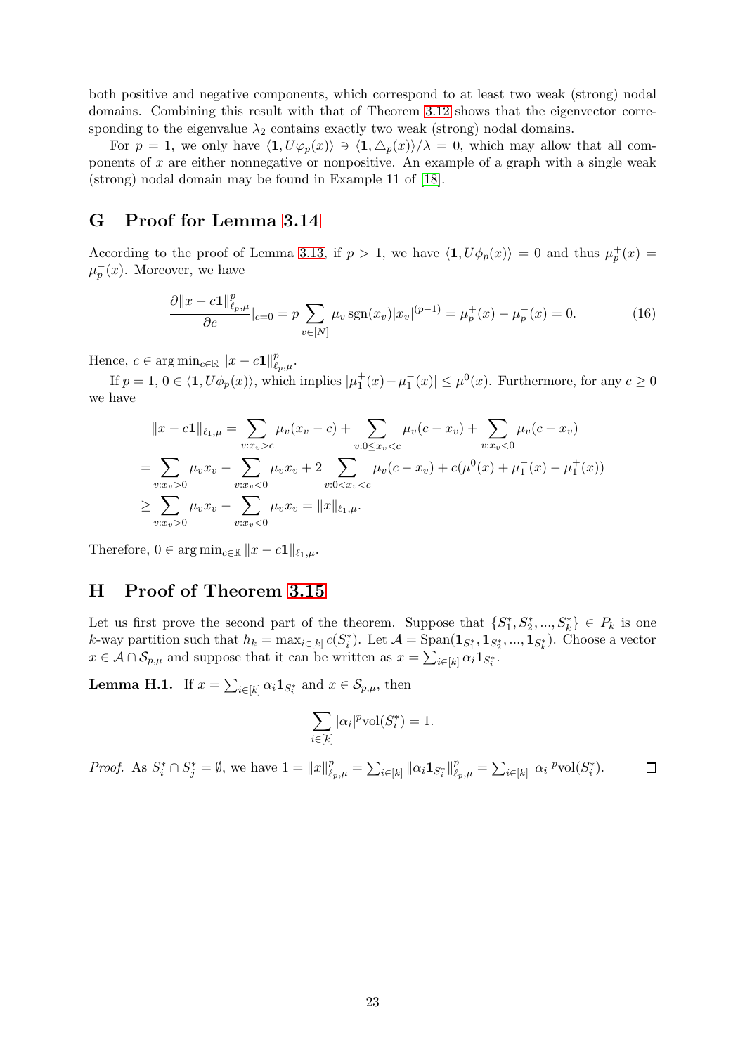both positive and negative components, which correspond to at least two weak (strong) nodal domains. Combining this result with that of Theorem 3.12 shows that the eigenvector corresponding to the eigenvalue $\lambda_2$ contains exactly two weak (strong) nodal domains.

For $p = 1$, we only have $\langle \mathbf{1}, U\varphi_p(x)\rangle \ni \langle \mathbf{1}, \triangle_p(x)\rangle/\lambda = 0$, which may allow that all components of $x$ are either nonnegative or nonpositive. An example of a graph with a single weak (strong) nodal domain may be found in Example 11 of [18].

## G Proof for Lemma 3.14

According to the proof of Lemma 3.13, if $p > 1$, we have $\langle \mathbf{1}, U\phi_p(x)\rangle = 0$ and thus $\mu_p^+(x) = \mu_p^-(x)$. Moreover, we have

$$\frac{\partial \|x - c\mathbf{1}\|_{\ell_{p,\mu}}^p}{\partial c}|_{c=0} = p\sum_{v\in[N]} \mu_v \,\mathrm{sgn}(x_v)|x_v|^{(p-1)} = \mu_p^+(x) - \mu_p^-(x) = 0. \tag{16}$$

Hence, $c \in \arg\min_{c\in\mathbb{R}} \|x - c\mathbf{1}\|_{\ell_{p,\mu}}^p$.

If $p = 1$, $0 \in \langle \mathbf{1}, U\phi_p(x)\rangle$, which implies $|\mu_1^+(x) - \mu_1^-(x)| \le \mu^0(x)$. Furthermore, for any $c \ge 0$ we have

$$\begin{aligned}
&\|x - c\mathbf{1}\|_{\ell_{1,\mu}} = \sum_{v: x_v > c} \mu_v(x_v - c) + \sum_{v: 0\le x_v < c} \mu_v(c - x_v) + \sum_{v: x_v < 0} \mu_v(c - x_v) \\
&= \sum_{v: x_v > 0} \mu_v x_v - \sum_{v: x_v < 0} \mu_v x_v + 2\sum_{v: 0 < x_v < c} \mu_v(c - x_v) + c(\mu^0(x) + \mu_1^-(x) - \mu_1^+(x)) \\
&\ge \sum_{v: x_v > 0} \mu_v x_v - \sum_{v: x_v < 0} \mu_v x_v = \|x\|_{\ell_{1,\mu}}.
\end{aligned}$$

Therefore, $0 \in \arg\min_{c\in\mathbb{R}} \|x - c\mathbf{1}\|_{\ell_{1,\mu}}$.

## H Proof of Theorem 3.15

Let us first prove the second part of the theorem. Suppose that $\{S_1^*, S_2^*, ..., S_k^*\} \in P_k$ is one $k$-way partition such that $h_k = \max_{i\in[k]} c(S_i^*)$. Let $\mathcal{A} = \mathrm{Span}(\mathbf{1}_{S_1^*}, \mathbf{1}_{S_2^*}, ..., \mathbf{1}_{S_k^*})$. Choose a vector $x \in \mathcal{A} \cap \mathcal{S}_{p,\mu}$ and suppose that it can be written as $x = \sum_{i\in[k]} \alpha_i \mathbf{1}_{S_i^*}$.

**Lemma H.1.** If $x = \sum_{i\in[k]} \alpha_i \mathbf{1}_{S_i^*}$ and $x \in \mathcal{S}_{p,\mu}$, then

$$\sum_{i\in[k]} |\alpha_i|^p \mathrm{vol}(S_i^*) = 1.$$

*Proof.* As $S_i^* \cap S_j^* = \emptyset$, we have $1 = \|x\|_{\ell_{p,\mu}}^p = \sum_{i\in[k]} \|\alpha_i \mathbf{1}_{S_i^*}\|_{\ell_{p,\mu}}^p = \sum_{i\in[k]} |\alpha_i|^p \mathrm{vol}(S_i^*)$. □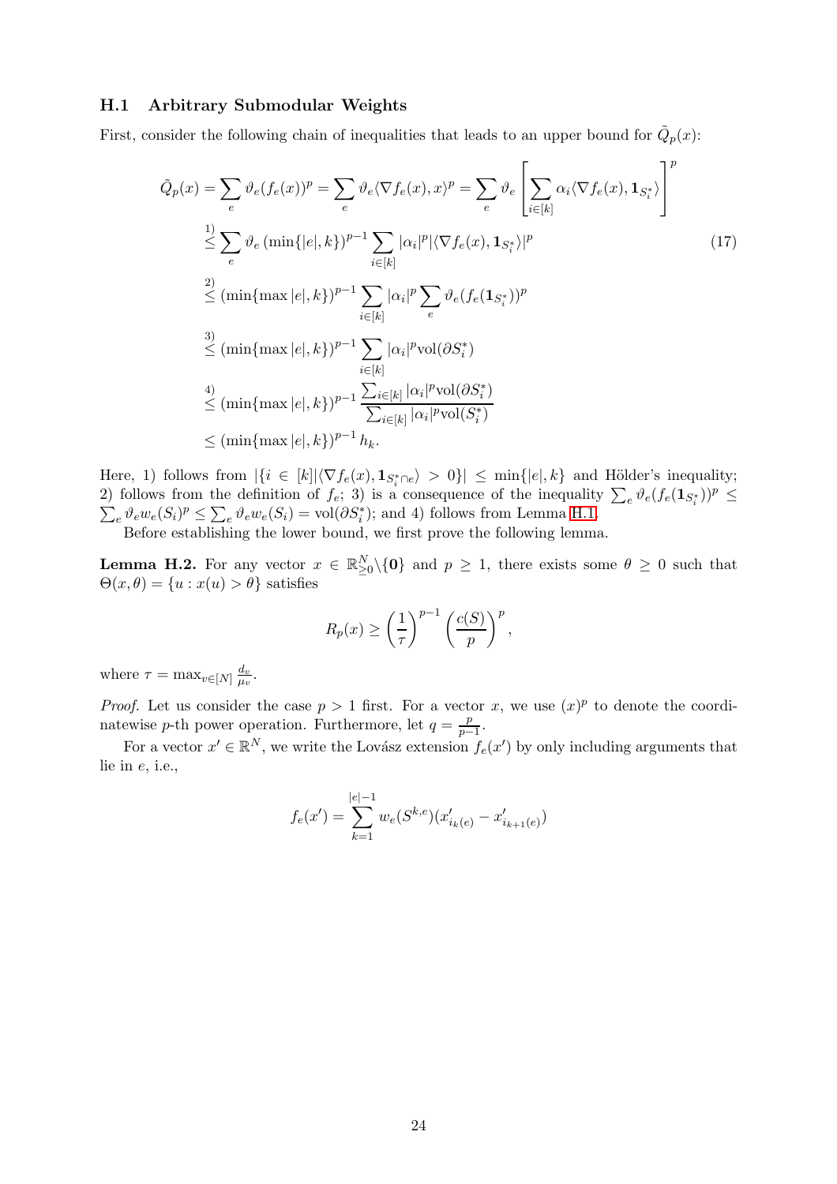### H.1 Arbitrary Submodular Weights

First, consider the following chain of inequalities that leads to an upper bound for $\tilde{Q}_p(x)$:

$$
\begin{aligned}
\tilde{Q}_p(x) &= \sum_e \vartheta_e (f_e(x))^p = \sum_e \vartheta_e \langle \nabla f_e(x), x\rangle^p = \sum_e \vartheta_e \left[\sum_{i\in[k]} \alpha_i \langle \nabla f_e(x), \mathbf{1}_{S_i^*}\rangle\right]^p \\
&\overset{1)}{\leq} \sum_e \vartheta_e \left(\min\{|e|, k\}\right)^{p-1} \sum_{i\in[k]} |\alpha_i|^p |\langle \nabla f_e(x), \mathbf{1}_{S_i^*}\rangle|^p \\
&\overset{2)}{\leq} (\min\{\max|e|, k\})^{p-1} \sum_{i\in[k]} |\alpha_i|^p \sum_e \vartheta_e (f_e(\mathbf{1}_{S_i^*}))^p \\
&\overset{3)}{\leq} (\min\{\max|e|, k\})^{p-1} \sum_{i\in[k]} |\alpha_i|^p \mathrm{vol}(\partial S_i^*) \\
&\overset{4)}{\leq} (\min\{\max|e|, k\})^{p-1} \frac{\sum_{i\in[k]} |\alpha_i|^p \mathrm{vol}(\partial S_i^*)}{\sum_{i\in[k]} |\alpha_i|^p \mathrm{vol}(S_i^*)} \\
&\leq (\min\{\max|e|, k\})^{p-1}\, h_k.
\end{aligned}
\tag{17}
$$

Here, 1) follows from $|\{i\in[k] | \langle \nabla f_e(x), \mathbf{1}_{S_i^*\cap e}\rangle > 0\}| \leq \min\{|e|, k\}$ and Hölder's inequality; 2) follows from the definition of $f_e$; 3) is a consequence of the inequality $\sum_e \vartheta_e (f_e(\mathbf{1}_{S_i^*}))^p \leq \sum_e \vartheta_e w_e(S_i)^p \leq \sum_e \vartheta_e w_e(S_i) = \mathrm{vol}(\partial S_i^*)$; and 4) follows from Lemma H.1.

Before establishing the lower bound, we first prove the following lemma.

**Lemma H.2.** For any vector $x \in \mathbb{R}^N_{\geq 0}\backslash\{\mathbf{0}\}$ and $p \geq 1$, there exists some $\theta \geq 0$ such that $\Theta(x,\theta) = \{u : x(u) > \theta\}$ satisfies

$$
R_p(x) \geq \left(\frac{1}{\tau}\right)^{p-1} \left(\frac{c(S)}{p}\right)^p,
$$

where $\tau = \max_{v\in[N]} \frac{d_v}{\mu_v}$.

*Proof.* Let us consider the case $p > 1$ first. For a vector $x$, we use $(x)^p$ to denote the coordinatewise $p$-th power operation. Furthermore, let $q = \frac{p}{p-1}$.

For a vector $x' \in \mathbb{R}^N$, we write the Lovász extension $f_e(x')$ by only including arguments that lie in $e$, i.e.,

$$
f_e(x') = \sum_{k=1}^{|e|-1} w_e(S^{k,e})(x'_{i_k(e)} - x'_{i_{k+1}(e)})
$$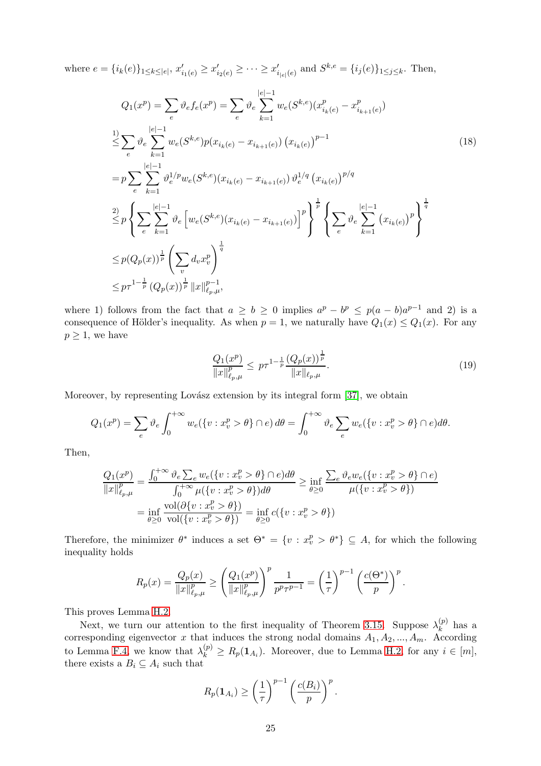where $e = \{i_k(e)\}_{1\le k\le |e|}$, $x'_{i_1(e)} \ge x'_{i_2(e)} \ge \cdots \ge x'_{i_{|e|}(e)}$ and $S^{k,e} = \{i_j(e)\}_{1\le j\le k}$. Then,

$$
\begin{aligned}
Q_1(x^p) &= \sum_e \vartheta_e f_e(x^p) = \sum_e \vartheta_e \sum_{k=1}^{|e|-1} w_e(S^{k,e})(x^p_{i_k(e)} - x^p_{i_{k+1}(e)}) \\
&\overset{1)}{\le} \sum_e \vartheta_e \sum_{k=1}^{|e|-1} w_e(S^{k,e}) p(x_{i_k(e)} - x_{i_{k+1}(e)}) \left(x_{i_k(e)}\right)^{p-1} \\
&= p \sum_e \sum_{k=1}^{|e|-1} \vartheta_e^{1/p} w_e(S^{k,e})(x_{i_k(e)} - x_{i_{k+1}(e)})\, \vartheta_e^{1/q} \left(x_{i_k(e)}\right)^{p/q} \\
&\overset{2)}{\le} p \left\{ \sum_e \sum_{k=1}^{|e|-1} \vartheta_e \left[ w_e(S^{k,e})(x_{i_k(e)} - x_{i_{k+1}(e)}) \right]^p \right\}^{\frac{1}{p}} \left\{ \sum_e \vartheta_e \sum_{k=1}^{|e|-1} \left(x_{i_k(e)}\right)^p \right\}^{\frac{1}{q}} \\
&\le p (Q_p(x))^{\frac{1}{p}} \left( \sum_v d_v x_v^p \right)^{\frac{1}{q}} \\
&\le p \tau^{1-\frac{1}{p}} \left(Q_p(x)\right)^{\frac{1}{p}} \|x\|^{p-1}_{\ell_p,\mu},
\end{aligned}
\tag{18}
$$

where 1) follows from the fact that $a \ge b \ge 0$ implies $a^p - b^p \le p(a-b)a^{p-1}$ and 2) is a consequence of Hölder's inequality. As when $p = 1$, we naturally have $Q_1(x) \le Q_1(x)$. For any $p \ge 1$, we have

$$
\frac{Q_1(x^p)}{\|x\|^p_{\ell_p,\mu}} \le p \tau^{1-\frac{1}{p}} \frac{(Q_p(x))^{\frac{1}{p}}}{\|x\|_{\ell_p,\mu}}. \tag{19}
$$

Moreover, by representing Lovász extension by its integral form [37], we obtain

$$
Q_1(x^p) = \sum_e \vartheta_e \int_0^{+\infty} w_e(\{v : x_v^p > \theta\} \cap e)\, d\theta = \int_0^{+\infty} \vartheta_e \sum_e w_e(\{v : x_v^p > \theta\} \cap e) d\theta.
$$

Then,

$$
\begin{aligned}
\frac{Q_1(x^p)}{\|x\|^p_{\ell_p,\mu}} &= \frac{\int_0^{+\infty} \vartheta_e \sum_e w_e(\{v : x_v^p > \theta\} \cap e) d\theta}{\int_0^{+\infty} \mu(\{v : x_v^p > \theta\}) d\theta} \ge \inf_{\theta \ge 0} \frac{\sum_e \vartheta_e w_e(\{v : x_v^p > \theta\} \cap e)}{\mu(\{v : x_v^p > \theta\})} \\
&= \inf_{\theta \ge 0} \frac{\mathrm{vol}(\partial \{v : x_v^p > \theta\})}{\mathrm{vol}(\{v : x_v^p > \theta\})} = \inf_{\theta \ge 0} c(\{v : x_v^p > \theta\})
\end{aligned}
$$

Therefore, the minimizer $\theta^*$ induces a set $\Theta^* = \{v : x_v^p > \theta^*\} \subseteq A$, for which the following inequality holds

$$
R_p(x) = \frac{Q_p(x)}{\|x\|^p_{\ell_p,\mu}} \ge \left( \frac{Q_1(x^p)}{\|x\|^p_{\ell_p,\mu}} \right)^p \frac{1}{p^p \tau^{p-1}} = \left(\frac{1}{\tau}\right)^{p-1} \left(\frac{c(\Theta^*)}{p}\right)^p.
$$

This proves Lemma H.2.

Next, we turn our attention to the first inequality of Theorem 3.15. Suppose $\lambda_k^{(p)}$ has a corresponding eigenvector $x$ that induces the strong nodal domains $A_1, A_2, ..., A_m$. According to Lemma F.4, we know that $\lambda_k^{(p)} \ge R_p(\mathbf{1}_{A_i})$. Moreover, due to Lemma H.2, for any $i \in [m]$, there exists a $B_i \subseteq A_i$ such that

$$
R_p(\mathbf{1}_{A_i}) \ge \left(\frac{1}{\tau}\right)^{p-1} \left(\frac{c(B_i)}{p}\right)^p.
$$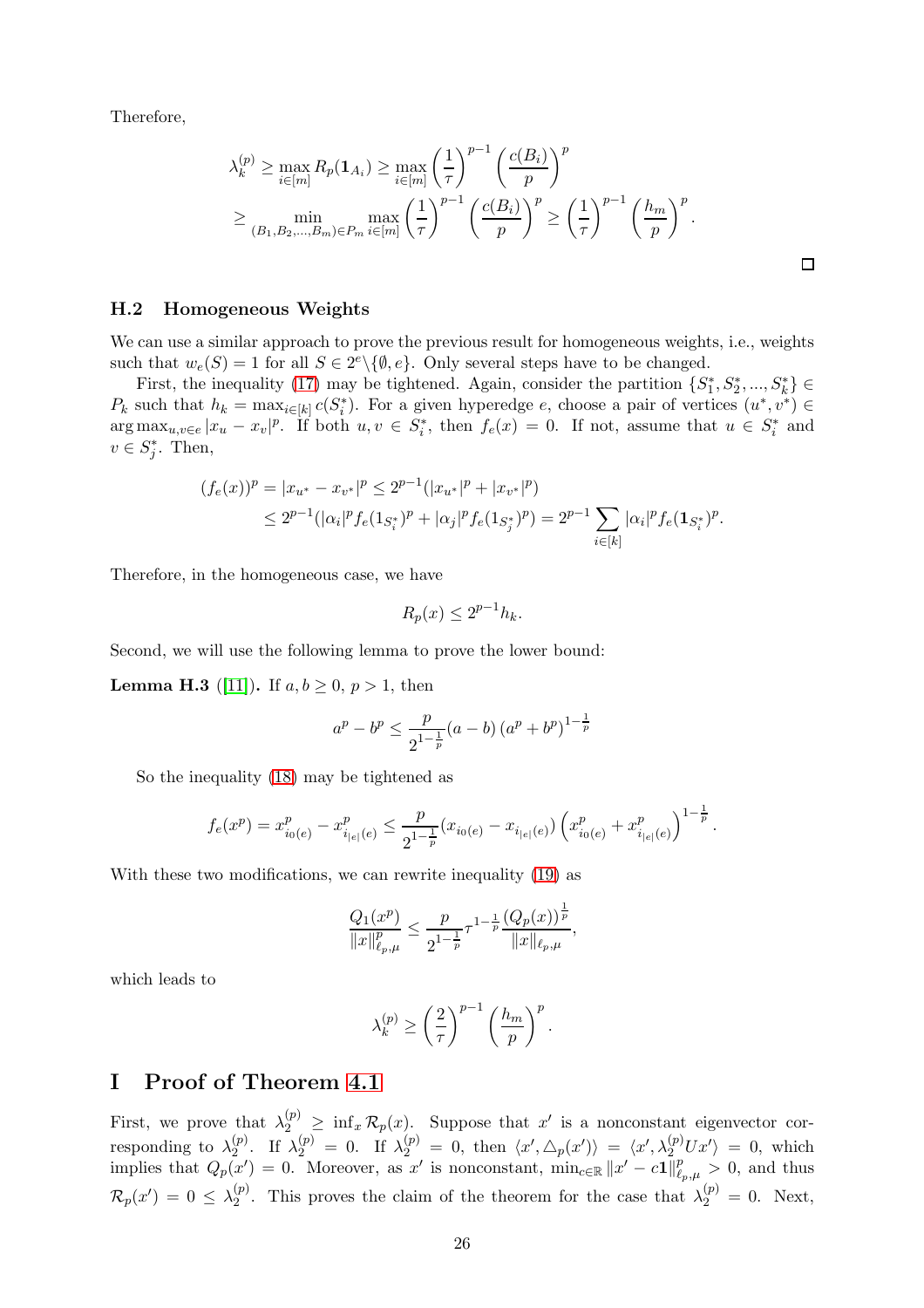Therefore,

$$\lambda_k^{(p)} \geq \max_{i\in[m]} R_p(\mathbf{1}_{A_i}) \geq \max_{i\in[m]} \left(\frac{1}{\tau}\right)^{p-1}\left(\frac{c(B_i)}{p}\right)^p$$
$$\geq \min_{(B_1,B_2,...,B_m)\in P_m} \max_{i\in[m]} \left(\frac{1}{\tau}\right)^{p-1}\left(\frac{c(B_i)}{p}\right)^p \geq \left(\frac{1}{\tau}\right)^{p-1}\left(\frac{h_m}{p}\right)^p.$$

□

### H.2 Homogeneous Weights

We can use a similar approach to prove the previous result for homogeneous weights, i.e., weights such that $w_e(S) = 1$ for all $S \in 2^e\backslash\{\emptyset, e\}$. Only several steps have to be changed.

First, the inequality (17) may be tightened. Again, consider the partition $\{S_1^*, S_2^*, ..., S_k^*\} \in P_k$ such that $h_k = \max_{i\in[k]} c(S_i^*)$. For a given hyperedge $e$, choose a pair of vertices $(u^*, v^*) \in \arg\max_{u,v\in e} |x_u - x_v|^p$. If both $u, v \in S_i^*$, then $f_e(x) = 0$. If not, assume that $u \in S_i^*$ and $v \in S_j^*$. Then,

$$(f_e(x))^p = |x_{u^*} - x_{v^*}|^p \leq 2^{p-1}(|x_{u^*}|^p + |x_{v^*}|^p)$$
$$\leq 2^{p-1}(|\alpha_i|^p f_e(1_{S_i^*})^p + |\alpha_j|^p f_e(1_{S_j^*})^p) = 2^{p-1}\sum_{i\in[k]} |\alpha_i|^p f_e(\mathbf{1}_{S_i^*})^p.$$

Therefore, in the homogeneous case, we have

$$R_p(x) \leq 2^{p-1} h_k.$$

Second, we will use the following lemma to prove the lower bound:

**Lemma H.3** ([11]). If $a, b \geq 0$, $p > 1$, then

$$a^p - b^p \leq \frac{p}{2^{1-\frac{1}{p}}}(a-b)\left(a^p + b^p\right)^{1-\frac{1}{p}}$$

So the inequality (18) may be tightened as

$$f_e(x^p) = x_{i_0(e)}^p - x_{i_{|e|}(e)}^p \leq \frac{p}{2^{1-\frac{1}{p}}}(x_{i_0(e)} - x_{i_{|e|}(e)})\left(x_{i_0(e)}^p + x_{i_{|e|}(e)}^p\right)^{1-\frac{1}{p}}.$$

With these two modifications, we can rewrite inequality (19) as

$$\frac{Q_1(x^p)}{\|x\|_{\ell_p,\mu}^p} \leq \frac{p}{2^{1-\frac{1}{p}}}\tau^{1-\frac{1}{p}}\frac{(Q_p(x))^{\frac{1}{p}}}{\|x\|_{\ell_p,\mu}},$$

which leads to

$$\lambda_k^{(p)} \geq \left(\frac{2}{\tau}\right)^{p-1}\left(\frac{h_m}{p}\right)^p.$$

# I Proof of Theorem 4.1

First, we prove that $\lambda_2^{(p)} \geq \inf_x \mathcal{R}_p(x)$. Suppose that $x'$ is a nonconstant eigenvector corresponding to $\lambda_2^{(p)}$. If $\lambda_2^{(p)} = 0$. If $\lambda_2^{(p)} = 0$, then $\langle x', \triangle_p(x')\rangle = \langle x', \lambda_2^{(p)} U x'\rangle = 0$, which implies that $Q_p(x') = 0$. Moreover, as $x'$ is nonconstant, $\min_{c\in\mathbb{R}} \|x' - c\mathbf{1}\|_{\ell_p,\mu}^p > 0$, and thus $\mathcal{R}_p(x') = 0 \leq \lambda_2^{(p)}$. This proves the claim of the theorem for the case that $\lambda_2^{(p)} = 0$. Next,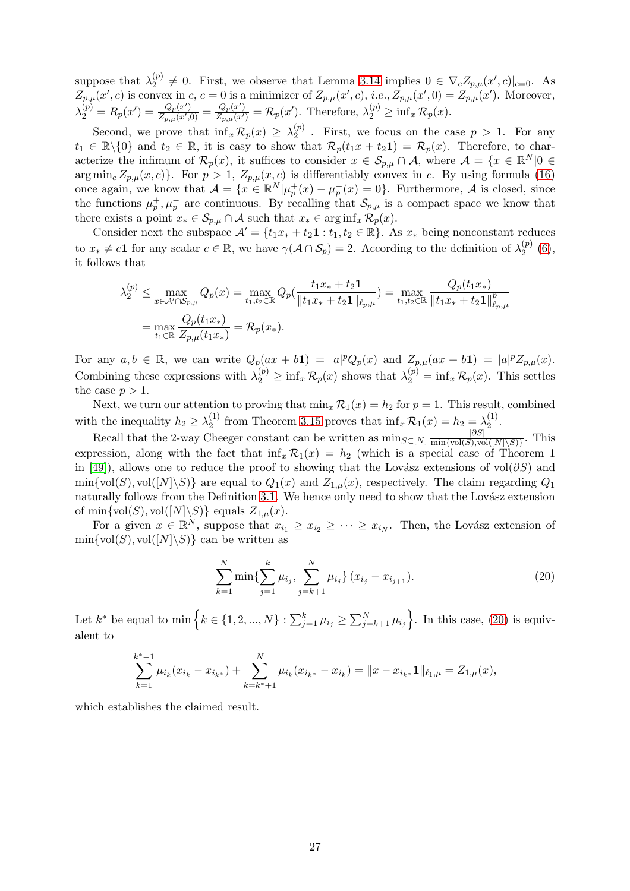suppose that $\lambda_2^{(p)} \neq 0$. First, we observe that Lemma 3.14 implies $0 \in \nabla_c Z_{p,\mu}(x', c)|_{c=0}$. As $Z_{p,\mu}(x', c)$ is convex in $c$, $c = 0$ is a minimizer of $Z_{p,\mu}(x', c)$, *i.e.*, $Z_{p,\mu}(x', 0) = Z_{p,\mu}(x')$. Moreover, $\lambda_2^{(p)} = R_p(x') = \frac{Q_p(x')}{Z_{p,\mu}(x',0)} = \frac{Q_p(x')}{Z_{p,\mu}(x')} = \mathcal{R}_p(x')$. Therefore, $\lambda_2^{(p)} \geq \inf_x \mathcal{R}_p(x)$.

Second, we prove that $\inf_x \mathcal{R}_p(x) \geq \lambda_2^{(p)}$ . First, we focus on the case $p > 1$. For any $t_1 \in \mathbb{R}\backslash\{0\}$ and $t_2 \in \mathbb{R}$, it is easy to show that $\mathcal{R}_p(t_1 x + t_2 \mathbf{1}) = \mathcal{R}_p(x)$. Therefore, to characterize the infimum of $\mathcal{R}_p(x)$, it suffices to consider $x \in \mathcal{S}_{p,\mu} \cap \mathcal{A}$, where $\mathcal{A} = \{x \in \mathbb{R}^N | 0 \in \arg\min_c Z_{p,\mu}(x, c)\}$. For $p > 1$, $Z_{p,\mu}(x, c)$ is differentiably convex in $c$. By using formula (16) once again, we know that $\mathcal{A} = \{x \in \mathbb{R}^N | \mu_p^+(x) - \mu_p^-(x) = 0\}$. Furthermore, $\mathcal{A}$ is closed, since the functions $\mu_p^+, \mu_p^-$ are continuous. By recalling that $\mathcal{S}_{p,\mu}$ is a compact space we know that there exists a point $x_* \in \mathcal{S}_{p,\mu} \cap \mathcal{A}$ such that $x_* \in \arg\inf_x \mathcal{R}_p(x)$.

Consider next the subspace $\mathcal{A}' = \{t_1 x_* + t_2 \mathbf{1} : t_1, t_2 \in \mathbb{R}\}$. As $x_*$ being nonconstant reduces to $x_* \neq c\mathbf{1}$ for any scalar $c \in \mathbb{R}$, we have $\gamma(\mathcal{A} \cap \mathcal{S}_p) = 2$. According to the definition of $\lambda_2^{(p)}$ (6), it follows that

$$\begin{aligned}
\lambda_2^{(p)} &\leq \max_{x \in \mathcal{A}' \cap \mathcal{S}_{p,\mu}} Q_p(x) = \max_{t_1, t_2 \in \mathbb{R}} Q_p\Big(\frac{t_1 x_* + t_2 \mathbf{1}}{\|t_1 x_* + t_2 \mathbf{1}\|_{\ell_{p,\mu}}}\Big) = \max_{t_1, t_2 \in \mathbb{R}} \frac{Q_p(t_1 x_*)}{\|t_1 x_* + t_2 \mathbf{1}\|_{\ell_{p,\mu}}^p} \\
&= \max_{t_1 \in \mathbb{R}} \frac{Q_p(t_1 x_*)}{Z_{p,\mu}(t_1 x_*)} = \mathcal{R}_p(x_*).
\end{aligned}$$

For any $a, b \in \mathbb{R}$, we can write $Q_p(ax + b\mathbf{1}) = |a|^p Q_p(x)$ and $Z_{p,\mu}(ax + b\mathbf{1}) = |a|^p Z_{p,\mu}(x)$. Combining these expressions with $\lambda_2^{(p)} \geq \inf_x \mathcal{R}_p(x)$ shows that $\lambda_2^{(p)} = \inf_x \mathcal{R}_p(x)$. This settles the case $p > 1$.

Next, we turn our attention to proving that $\min_x \mathcal{R}_1(x) = h_2$ for $p = 1$. This result, combined with the inequality $h_2 \geq \lambda_2^{(1)}$ from Theorem 3.15 proves that $\inf_x \mathcal{R}_1(x) = h_2 = \lambda_2^{(1)}$.

Recall that the 2-way Cheeger constant can be written as $\min_{S \subset [N]} \frac{|\partial S|}{\min\{\text{vol}(S), \text{vol}([N]\backslash S)\}}$. This expression, along with the fact that $\inf_x \mathcal{R}_1(x) = h_2$ (which is a special case of Theorem 1 in [49]), allows one to reduce the proof to showing that the Lovász extensions of $\text{vol}(\partial S)$ and $\min\{\text{vol}(S), \text{vol}([N]\backslash S)\}$ are equal to $Q_1(x)$ and $Z_{1,\mu}(x)$, respectively. The claim regarding $Q_1$ naturally follows from the Definition 3.1. We hence only need to show that the Lovász extension of $\min\{\text{vol}(S), \text{vol}([N]\backslash S)\}$ equals $Z_{1,\mu}(x)$.

For a given $x \in \mathbb{R}^N$, suppose that $x_{i_1} \geq x_{i_2} \geq \cdots \geq x_{i_N}$. Then, the Lovász extension of $\min\{\text{vol}(S), \text{vol}([N]\backslash S)\}$ can be written as

$$\sum_{k=1}^N \min\{\sum_{j=1}^k \mu_{i_j}, \sum_{j=k+1}^N \mu_{i_j}\} \, (x_{i_j} - x_{i_{j+1}}). \tag{20}$$

Let $k^*$ be equal to $\min\Big\{k \in \{1, 2, ..., N\} : \sum_{j=1}^k \mu_{i_j} \geq \sum_{j=k+1}^N \mu_{i_j}\Big\}$. In this case, (20) is equivalent to

$$\sum_{k=1}^{k^*-1} \mu_{i_k}(x_{i_k} - x_{i_{k^*}}) + \sum_{k=k^*+1}^N \mu_{i_k}(x_{i_{k^*}} - x_{i_k}) = \|x - x_{i_{k^*}} \mathbf{1}\|_{\ell_{1,\mu}} = Z_{1,\mu}(x),$$

which establishes the claimed result.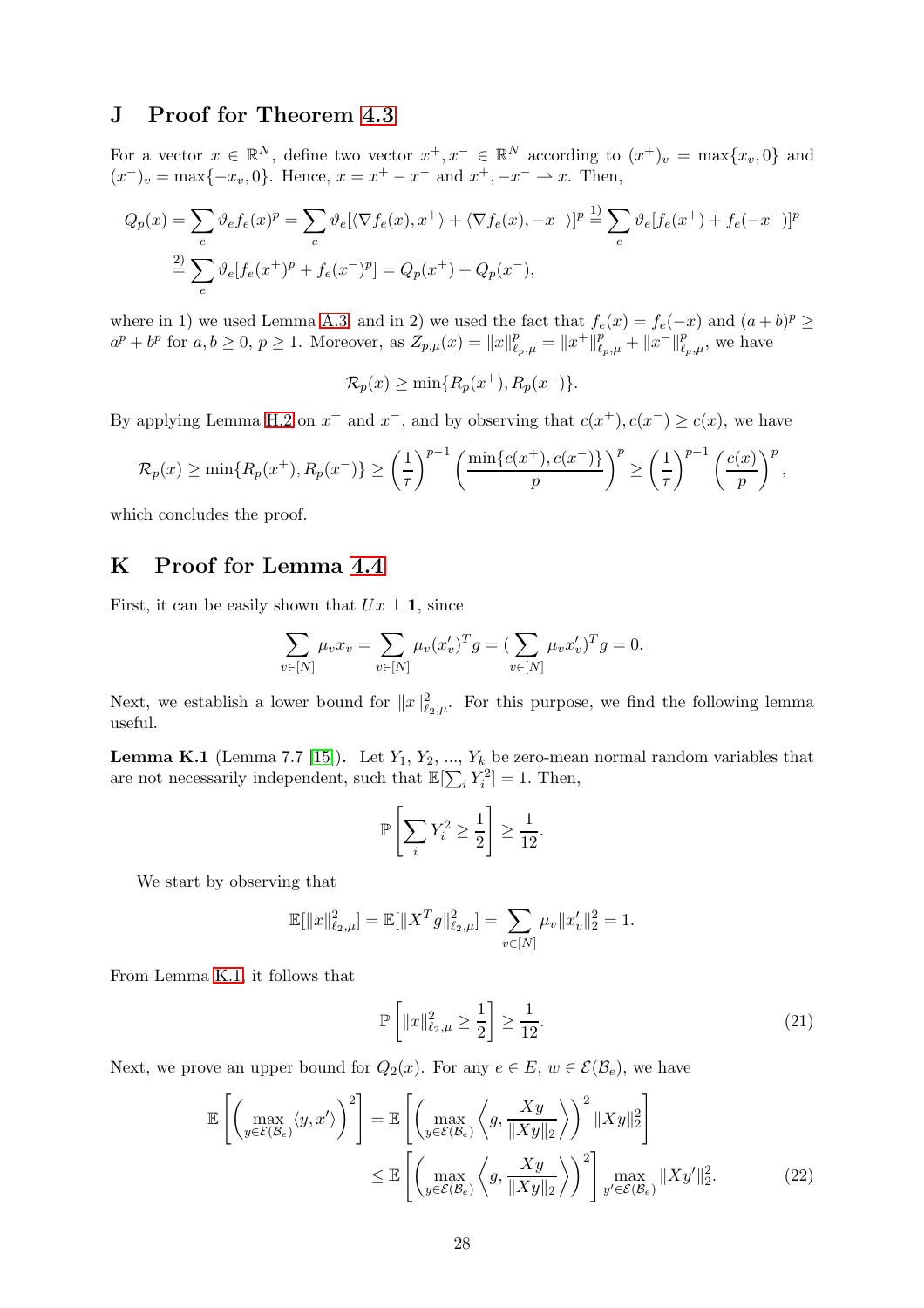## J Proof for Theorem 4.3

For a vector $x \in \mathbb{R}^N$, define two vector $x^+, x^- \in \mathbb{R}^N$ according to $(x^+)_v = \max\{x_v, 0\}$ and $(x^-)_v = \max\{-x_v, 0\}$. Hence, $x = x^+ - x^-$ and $x^+, -x^- \rightharpoonup x$. Then,

$$
\begin{aligned}
Q_p(x) &= \sum_e \vartheta_e f_e(x)^p = \sum_e \vartheta_e [\langle \nabla f_e(x), x^+ \rangle + \langle \nabla f_e(x), -x^- \rangle]^p \overset{1)}{=} \sum_e \vartheta_e [f_e(x^+) + f_e(-x^-)]^p \\
&\overset{2)}{\geq} \sum_e \vartheta_e [f_e(x^+)^p + f_e(x^-)^p] = Q_p(x^+) + Q_p(x^-),
\end{aligned}
$$

where in 1) we used Lemma A.3, and in 2) we used the fact that $f_e(x) = f_e(-x)$ and $(a+b)^p \geq a^p + b^p$ for $a, b \geq 0$, $p \geq 1$. Moreover, as $Z_{p,\mu}(x) = \|x\|_{\ell_p,\mu}^p = \|x^+\|_{\ell_p,\mu}^p + \|x^-\|_{\ell_p,\mu}^p$, we have

$$
\mathcal{R}_p(x) \geq \min\{R_p(x^+), R_p(x^-)\}.
$$

By applying Lemma H.2 on $x^+$ and $x^-$, and by observing that $c(x^+), c(x^-) \geq c(x)$, we have

$$
\mathcal{R}_p(x) \geq \min\{R_p(x^+), R_p(x^-)\} \geq \left(\frac{1}{\tau}\right)^{p-1} \left(\frac{\min\{c(x^+), c(x^-)\}}{p}\right)^p \geq \left(\frac{1}{\tau}\right)^{p-1} \left(\frac{c(x)}{p}\right)^p,
$$

which concludes the proof.

## K Proof for Lemma 4.4

First, it can be easily shown that $Ux \perp \mathbf{1}$, since

$$
\sum_{v \in [N]} \mu_v x_v = \sum_{v \in [N]} \mu_v (x'_v)^T g = (\sum_{v \in [N]} \mu_v x'_v)^T g = 0.
$$

Next, we establish a lower bound for $\|x\|_{\ell_2,\mu}^2$. For this purpose, we find the following lemma useful.

**Lemma K.1** (Lemma 7.7 [15])**.** Let $Y_1$, $Y_2$, ..., $Y_k$ be zero-mean normal random variables that are not necessarily independent, such that $\mathbb{E}[\sum_i Y_i^2] = 1$. Then,

$$
\mathbb{P}\left[\sum_i Y_i^2 \geq \frac{1}{2}\right] \geq \frac{1}{12}.
$$

We start by observing that

$$
\mathbb{E}[\|x\|_{\ell_2,\mu}^2] = \mathbb{E}[\|X^T g\|_{\ell_2,\mu}^2] = \sum_{v \in [N]} \mu_v \|x'_v\|_2^2 = 1.
$$

From Lemma K.1, it follows that

$$
\mathbb{P}\left[\|x\|_{\ell_2,\mu}^2 \geq \frac{1}{2}\right] \geq \frac{1}{12}. \tag{21}
$$

Next, we prove an upper bound for $Q_2(x)$. For any $e \in E$, $w \in \mathcal{E}(\mathcal{B}_e)$, we have

$$
\begin{aligned}
\mathbb{E}\left[\left(\max_{y \in \mathcal{E}(\mathcal{B}_e)} \langle y, x' \rangle\right)^2\right] &= \mathbb{E}\left[\left(\max_{y \in \mathcal{E}(\mathcal{B}_e)} \left\langle g, \frac{Xy}{\|Xy\|_2} \right\rangle\right)^2 \|Xy\|_2^2\right] \\
&\leq \mathbb{E}\left[\left(\max_{y \in \mathcal{E}(\mathcal{B}_e)} \left\langle g, \frac{Xy}{\|Xy\|_2} \right\rangle\right)^2\right] \max_{y' \in \mathcal{E}(\mathcal{B}_e)} \|Xy'\|_2^2. 
\end{aligned} \tag{22}
$$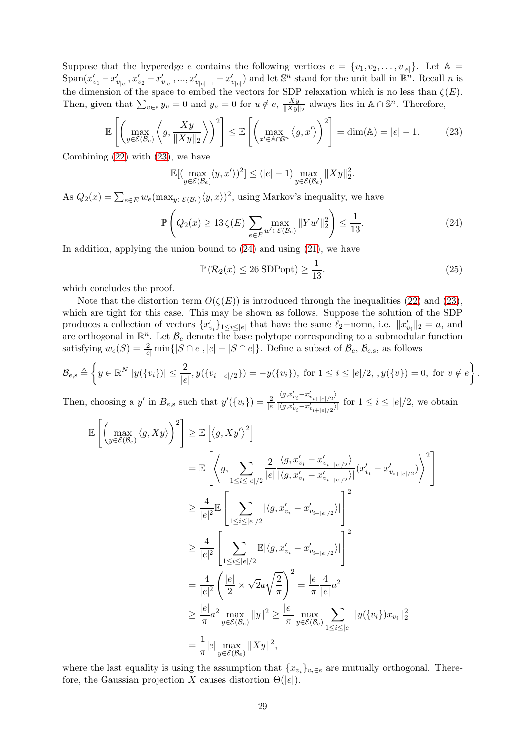Suppose that the hyperedge $e$ contains the following vertices $e = \{v_1, v_2, \dots, v_{|e|}\}$. Let $\mathbb{A} = \text{Span}(x'_{v_1} - x'_{v_{|e|}}, x'_{v_2} - x'_{v_{|e|}}, ..., x'_{v_{|e|-1}} - x'_{v_{|e|}})$ and let $\mathbb{S}^n$ stand for the unit ball in $\mathbb{R}^n$. Recall $n$ is the dimension of the space to embed the vectors for SDP relaxation which is no less than $\zeta(E)$. Then, given that $\sum_{v \in e} y_v = 0$ and $y_u = 0$ for $u \notin e$, $\frac{Xy}{\|Xy\|_2}$ always lies in $\mathbb{A} \cap \mathbb{S}^n$. Therefore,

$$\mathbb{E}\left[\left(\max_{y\in\mathcal{E}(\mathcal{B}_e)} \left\langle g, \frac{Xy}{\|Xy\|_2}\right\rangle\right)^2\right] \leq \mathbb{E}\left[\left(\max_{x'\in\mathbb{A}\cap\mathbb{S}^n} \left\langle g, x'\right\rangle\right)^2\right] = \dim(\mathbb{A}) = |e|-1. \tag{23}$$

Combining (22) with (23), we have

$$\mathbb{E}[(\max_{y\in\mathcal{E}(\mathcal{B}_e)} \langle y, x'\rangle)^2] \leq (|e|-1) \max_{y\in\mathcal{E}(\mathcal{B}_e)} \|Xy\|_2^2.$$

As $Q_2(x) = \sum_{e\in E} w_e (\max_{y\in\mathcal{E}(\mathcal{B}_e)} \langle y, x\rangle)^2$, using Markov's inequality, we have

$$\mathbb{P}\left(Q_2(x) \geq 13\,\zeta(E) \sum_{e\in E} \max_{w'\in\mathcal{E}(\mathcal{B}_e)} \|Yw'\|_2^2\right) \leq \frac{1}{13}. \tag{24}$$

In addition, applying the union bound to (24) and using (21), we have

$$\mathbb{P}\left(\mathcal{R}_2(x) \leq 26\,\text{SDPopt}\right) \geq \frac{1}{13}. \tag{25}$$

which concludes the proof.

Note that the distortion term $O(\zeta(E))$ is introduced through the inequalities (22) and (23), which are tight for this case. This may be shown as follows. Suppose the solution of the SDP produces a collection of vectors $\{x'_{v_i}\}_{1\leq i\leq |e|}$ that have the same $\ell_2-$norm, i.e. $\|x'_{v_i}\|_2 = a$, and are orthogonal in $\mathbb{R}^n$. Let $\mathcal{B}_e$ denote the base polytope corresponding to a submodular function satisfying $w_e(S) = \frac{2}{|e|}\min\{|S\cap e|, |e|-|S\cap e|\}$. Define a subset of $\mathcal{B}_e$, $\mathcal{B}_{e,\text{s}}$, as follows

$$\mathcal{B}_{e,\text{s}} \triangleq \left\{y \in \mathbb{R}^N \,||y(\{v_i\})| \leq \frac{2}{|e|}, y(\{v_{i+|e|/2}\}) = -y(\{v_i\}), \text{ for } 1\leq i\leq |e|/2, , y(\{v\}) = 0, \text{ for } v\notin e\right\}.$$

Then, choosing a $y'$ in $B_{e,\text{s}}$ such that $y'(\{v_i\}) = \frac{2}{|e|}\frac{\langle g, x'_{v_i} - x'_{v_{i+|e|/2}}\rangle}{|\langle g, x'_{v_i} - x'_{v_{i+|e|/2}}\rangle|}$ for $1 \leq i \leq |e|/2$, we obtain

$$\begin{aligned}
\mathbb{E}\left[\left(\max_{y\in\mathcal{E}(\mathcal{B}_e)} \langle g, Xy\rangle\right)^2\right] &\geq \mathbb{E}\left[\langle g, Xy'\rangle^2\right] \\
&= \mathbb{E}\left[\left\langle g, \sum_{1\leq i\leq |e|/2} \frac{2}{|e|}\frac{\langle g, x'_{v_i} - x'_{v_{i+|e|/2}}\rangle}{|\langle g, x'_{v_i} - x'_{v_{i+|e|/2}}\rangle|}(x'_{v_i} - x'_{v_{i+|e|/2}})\right\rangle^2\right] \\
&\geq \frac{4}{|e|^2}\mathbb{E}\left[\sum_{1\leq i\leq |e|/2} |\langle g, x'_{v_i} - x'_{v_{i+|e|/2}}\rangle|\right]^2 \\
&\geq \frac{4}{|e|^2}\left[\sum_{1\leq i\leq |e|/2} \mathbb{E}|\langle g, x'_{v_i} - x'_{v_{i+|e|/2}}\rangle|\right]^2 \\
&= \frac{4}{|e|^2}\left(\frac{|e|}{2}\times\sqrt{2}a\sqrt{\frac{2}{\pi}}\right)^2 = \frac{|e|}{\pi}\frac{4}{|e|}a^2 \\
&\geq \frac{|e|}{\pi}a^2 \max_{y\in\mathcal{E}(\mathcal{B}_e)} \|y\|^2 \geq \frac{|e|}{\pi}\max_{y\in\mathcal{E}(\mathcal{B}_e)} \sum_{1\leq i\leq |e|} \|y(\{v_i\})x_{v_i}\|_2^2 \\
&= \frac{1}{\pi}|e| \max_{y\in\mathcal{E}(\mathcal{B}_e)} \|Xy\|^2,
\end{aligned}$$

where the last equality is using the assumption that $\{x_{v_i}\}_{v_i\in e}$ are mutually orthogonal. Therefore, the Gaussian projection $X$ causes distortion $\Theta(|e|)$.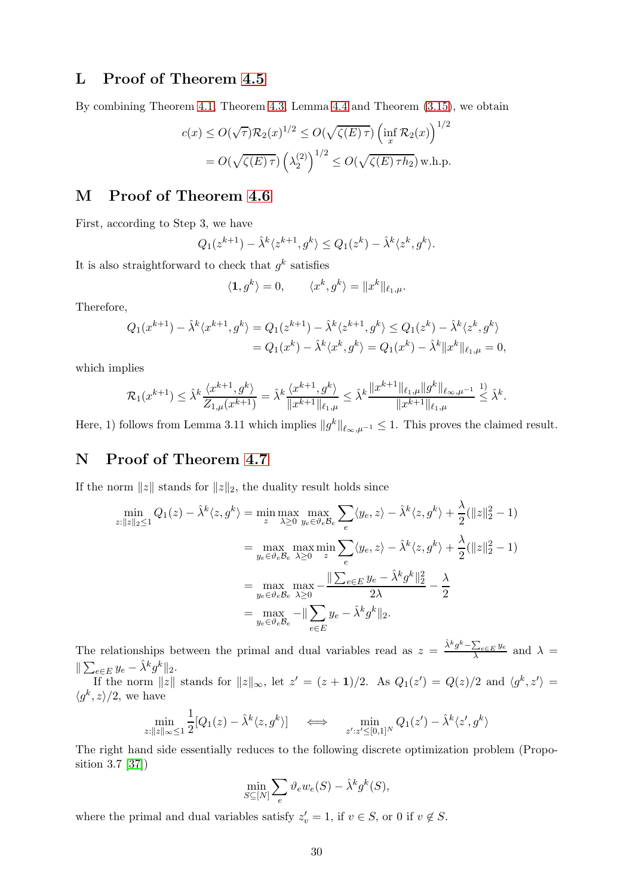## L Proof of Theorem 4.5

By combining Theorem 4.1, Theorem 4.3, Lemma 4.4 and Theorem (3.15), we obtain

$$
\begin{aligned}
c(x) &\leq O(\sqrt{\tau})\mathcal{R}_2(x)^{1/2} \leq O(\sqrt{\zeta(E)\,\tau})\left(\inf_x \mathcal{R}_2(x)\right)^{1/2} \\
&= O(\sqrt{\zeta(E)\,\tau})\left(\lambda_2^{(2)}\right)^{1/2} \leq O(\sqrt{\zeta(E)\,\tau h_2})\,\text{w.h.p.}
\end{aligned}
$$

## M Proof of Theorem 4.6

First, according to Step 3, we have

$$
Q_1(z^{k+1}) - \hat{\lambda}^k\langle z^{k+1}, g^k\rangle \leq Q_1(z^k) - \hat{\lambda}^k\langle z^k, g^k\rangle.
$$

It is also straightforward to check that $g^k$ satisfies

$$
\langle \mathbf{1}, g^k\rangle = 0, \qquad \langle x^k, g^k\rangle = \|x^k\|_{\ell_1,\mu}.
$$

Therefore,

$$
\begin{aligned}
Q_1(x^{k+1}) - \hat{\lambda}^k\langle x^{k+1}, g^k\rangle = Q_1(z^{k+1}) - \hat{\lambda}^k\langle z^{k+1}, g^k\rangle &\leq Q_1(z^k) - \hat{\lambda}^k\langle z^k, g^k\rangle \\
&= Q_1(x^k) - \hat{\lambda}^k\langle x^k, g^k\rangle = Q_1(x^k) - \hat{\lambda}^k\|x^k\|_{\ell_1,\mu} = 0,
\end{aligned}
$$

which implies

$$
\mathcal{R}_1(x^{k+1}) \leq \hat{\lambda}^k \frac{\langle x^{k+1}, g^k\rangle}{Z_{1,\mu}(x^{k+1})} = \hat{\lambda}^k \frac{\langle x^{k+1}, g^k\rangle}{\|x^{k+1}\|_{\ell_1,\mu}} \leq \hat{\lambda}^k \frac{\|x^{k+1}\|_{\ell_1,\mu}\|g^k\|_{\ell_\infty,\mu^{-1}}}{\|x^{k+1}\|_{\ell_1,\mu}} \overset{1)}{\leq} \hat{\lambda}^k.
$$

Here, 1) follows from Lemma 3.11 which implies $\|g^k\|_{\ell_\infty,\mu^{-1}} \leq 1$. This proves the claimed result.

## N Proof of Theorem 4.7

If the norm $\|z\|$ stands for $\|z\|_2$, the duality result holds since

$$
\begin{aligned}
\min_{z:\|z\|_2\leq 1} Q_1(z) - \hat{\lambda}^k\langle z, g^k\rangle &= \min_z \max_{\lambda\geq 0} \max_{y_e\in\vartheta_e\mathcal{B}_e} \sum_e \langle y_e, z\rangle - \hat{\lambda}^k\langle z, g^k\rangle + \frac{\lambda}{2}(\|z\|_2^2 - 1) \\
&= \max_{y_e\in\vartheta_e\mathcal{B}_e} \max_{\lambda\geq 0} \min_z \sum_e \langle y_e, z\rangle - \hat{\lambda}^k\langle z, g^k\rangle + \frac{\lambda}{2}(\|z\|_2^2 - 1) \\
&= \max_{y_e\in\vartheta_e\mathcal{B}_e} \max_{\lambda\geq 0} -\frac{\|\sum_{e\in E} y_e - \hat{\lambda}^k g^k\|_2^2}{2\lambda} - \frac{\lambda}{2} \\
&= \max_{y_e\in\vartheta_e\mathcal{B}_e} -\|\sum_{e\in E} y_e - \hat{\lambda}^k g^k\|_2.
\end{aligned}
$$

The relationships between the primal and dual variables read as $z = \frac{\hat{\lambda}^k g^k - \sum_{e\in E} y_e}{\lambda}$ and $\lambda = \|\sum_{e\in E} y_e - \hat{\lambda}^k g^k\|_2$.

If the norm $\|z\|$ stands for $\|z\|_\infty$, let $z' = (z+\mathbf{1})/2$. As $Q_1(z') = Q(z)/2$ and $\langle g^k, z'\rangle = \langle g^k, z\rangle/2$, we have

$$
\min_{z:\|z\|_\infty\leq 1} \frac{1}{2}[Q_1(z) - \hat{\lambda}^k\langle z, g^k\rangle] \quad \Longleftrightarrow \quad \min_{z':z'\leq[0,1]^N} Q_1(z') - \hat{\lambda}^k\langle z', g^k\rangle
$$

The right hand side essentially reduces to the following discrete optimization problem (Proposition 3.7 [37])

$$
\min_{S\subseteq[N]} \sum_e \vartheta_e w_e(S) - \hat{\lambda}^k g^k(S),
$$

where the primal and dual variables satisfy $z'_v = 1$, if $v\in S$, or 0 if $v\notin S$.